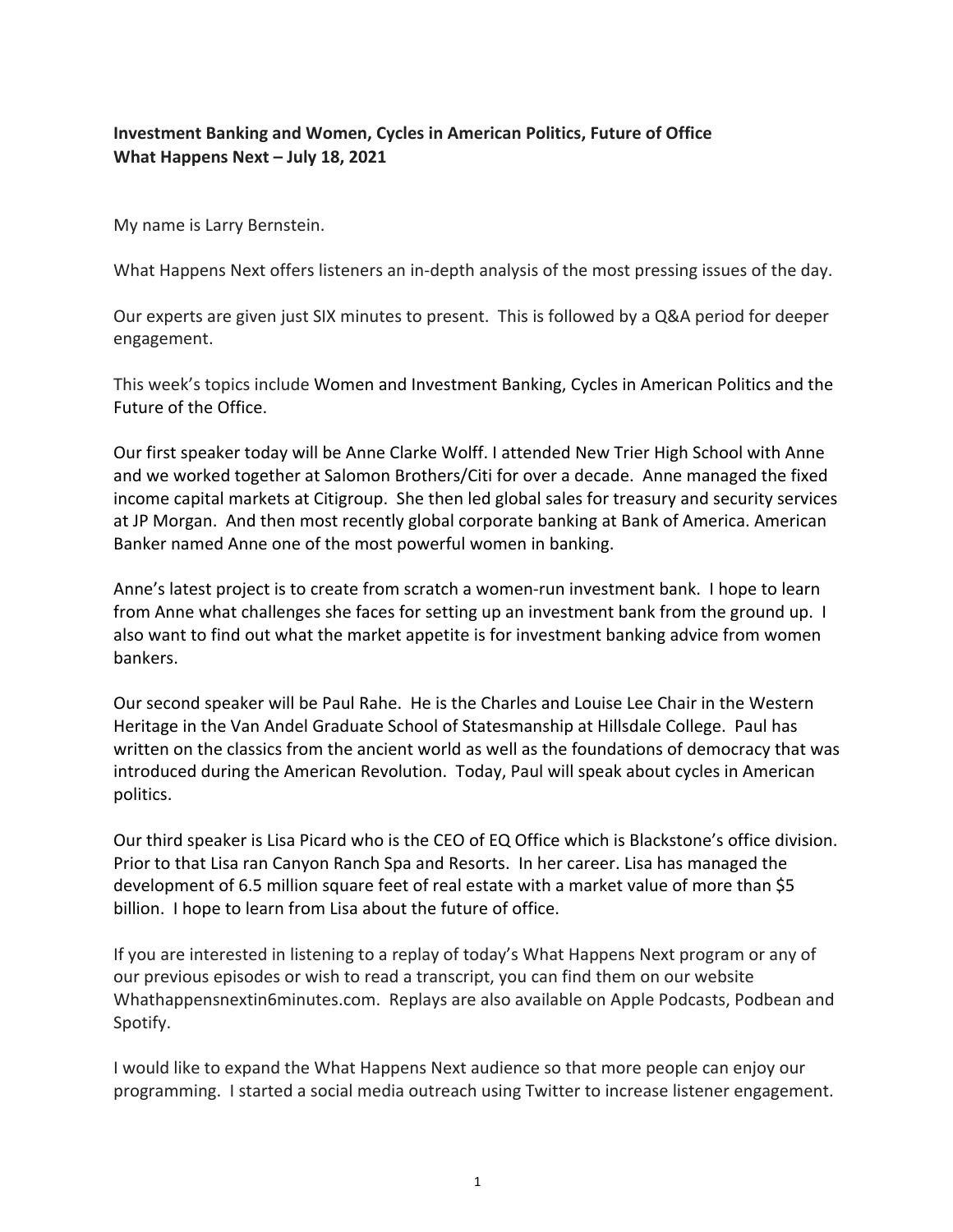**Investment Banking and Women, Cycles in American Politics, Future of Office**
**What Happens Next – July 18, 2021**

My name is Larry Bernstein.

What Happens Next offers listeners an in-depth analysis of the most pressing issues of the day.

Our experts are given just SIX minutes to present. This is followed by a Q&A period for deeper engagement.

This week's topics include Women and Investment Banking, Cycles in American Politics and the Future of the Office.

Our first speaker today will be Anne Clarke Wolff. I attended New Trier High School with Anne and we worked together at Salomon Brothers/Citi for over a decade. Anne managed the fixed income capital markets at Citigroup. She then led global sales for treasury and security services at JP Morgan. And then most recently global corporate banking at Bank of America. American Banker named Anne one of the most powerful women in banking.

Anne's latest project is to create from scratch a women-run investment bank. I hope to learn from Anne what challenges she faces for setting up an investment bank from the ground up. I also want to find out what the market appetite is for investment banking advice from women bankers.

Our second speaker will be Paul Rahe. He is the Charles and Louise Lee Chair in the Western Heritage in the Van Andel Graduate School of Statesmanship at Hillsdale College. Paul has written on the classics from the ancient world as well as the foundations of democracy that was introduced during the American Revolution. Today, Paul will speak about cycles in American politics.

Our third speaker is Lisa Picard who is the CEO of EQ Office which is Blackstone's office division. Prior to that Lisa ran Canyon Ranch Spa and Resorts. In her career. Lisa has managed the development of 6.5 million square feet of real estate with a market value of more than $5 billion. I hope to learn from Lisa about the future of office.

If you are interested in listening to a replay of today's What Happens Next program or any of our previous episodes or wish to read a transcript, you can find them on our website Whathappensnextin6minutes.com. Replays are also available on Apple Podcasts, Podbean and Spotify.

I would like to expand the What Happens Next audience so that more people can enjoy our programming. I started a social media outreach using Twitter to increase listener engagement.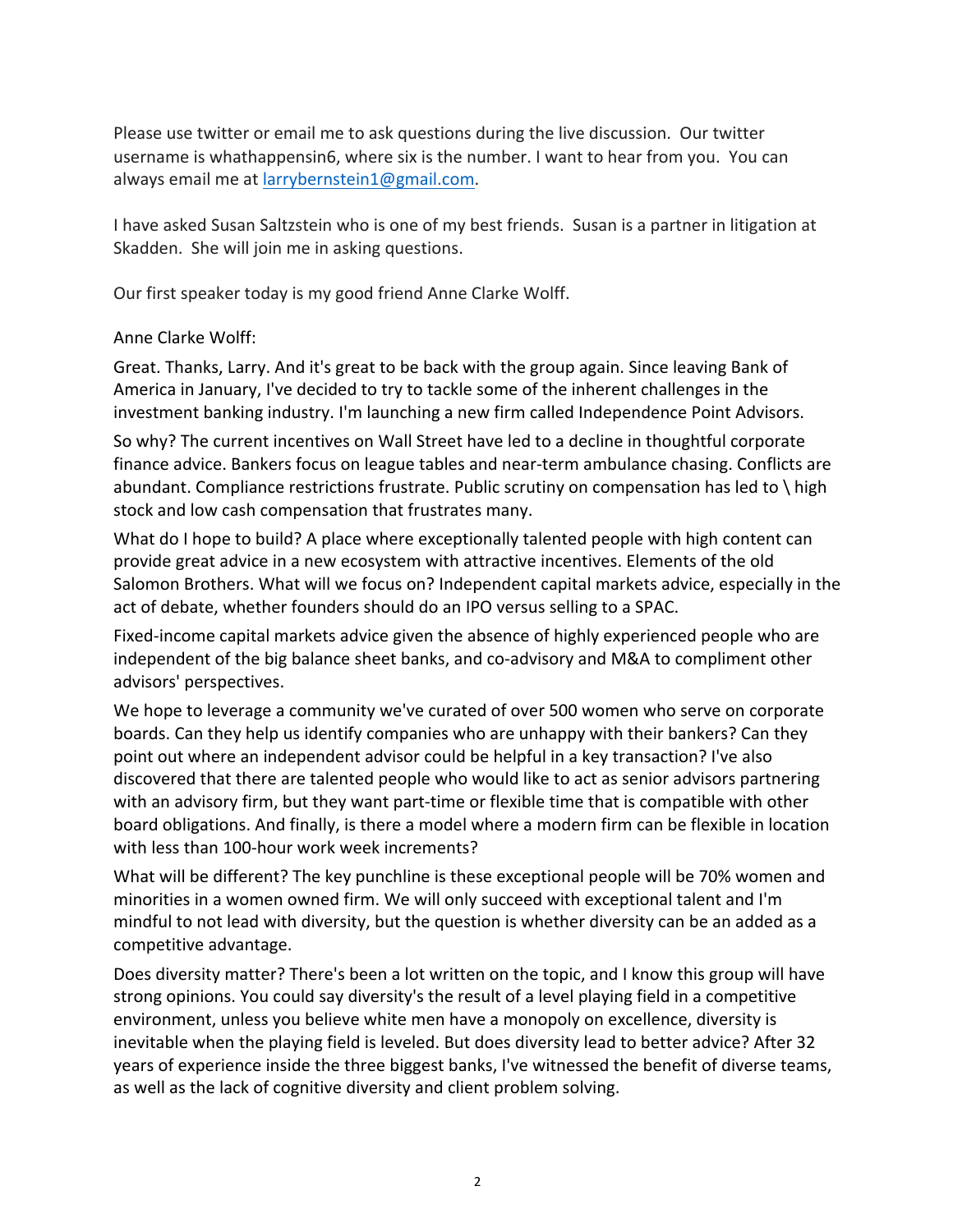Please use twitter or email me to ask questions during the live discussion. Our twitter username is whathappensin6, where six is the number. I want to hear from you. You can always email me at larrybernstein1@gmail.com.

I have asked Susan Saltzstein who is one of my best friends. Susan is a partner in litigation at Skadden. She will join me in asking questions.

Our first speaker today is my good friend Anne Clarke Wolff.

Anne Clarke Wolff:

Great. Thanks, Larry. And it's great to be back with the group again. Since leaving Bank of America in January, I've decided to try to tackle some of the inherent challenges in the investment banking industry. I'm launching a new firm called Independence Point Advisors.

So why? The current incentives on Wall Street have led to a decline in thoughtful corporate finance advice. Bankers focus on league tables and near-term ambulance chasing. Conflicts are abundant. Compliance restrictions frustrate. Public scrutiny on compensation has led to \ high stock and low cash compensation that frustrates many.

What do I hope to build? A place where exceptionally talented people with high content can provide great advice in a new ecosystem with attractive incentives. Elements of the old Salomon Brothers. What will we focus on? Independent capital markets advice, especially in the act of debate, whether founders should do an IPO versus selling to a SPAC.

Fixed-income capital markets advice given the absence of highly experienced people who are independent of the big balance sheet banks, and co-advisory and M&A to compliment other advisors' perspectives.

We hope to leverage a community we've curated of over 500 women who serve on corporate boards. Can they help us identify companies who are unhappy with their bankers? Can they point out where an independent advisor could be helpful in a key transaction? I've also discovered that there are talented people who would like to act as senior advisors partnering with an advisory firm, but they want part-time or flexible time that is compatible with other board obligations. And finally, is there a model where a modern firm can be flexible in location with less than 100-hour work week increments?

What will be different? The key punchline is these exceptional people will be 70% women and minorities in a women owned firm. We will only succeed with exceptional talent and I'm mindful to not lead with diversity, but the question is whether diversity can be an added as a competitive advantage.

Does diversity matter? There's been a lot written on the topic, and I know this group will have strong opinions. You could say diversity's the result of a level playing field in a competitive environment, unless you believe white men have a monopoly on excellence, diversity is inevitable when the playing field is leveled. But does diversity lead to better advice? After 32 years of experience inside the three biggest banks, I've witnessed the benefit of diverse teams, as well as the lack of cognitive diversity and client problem solving.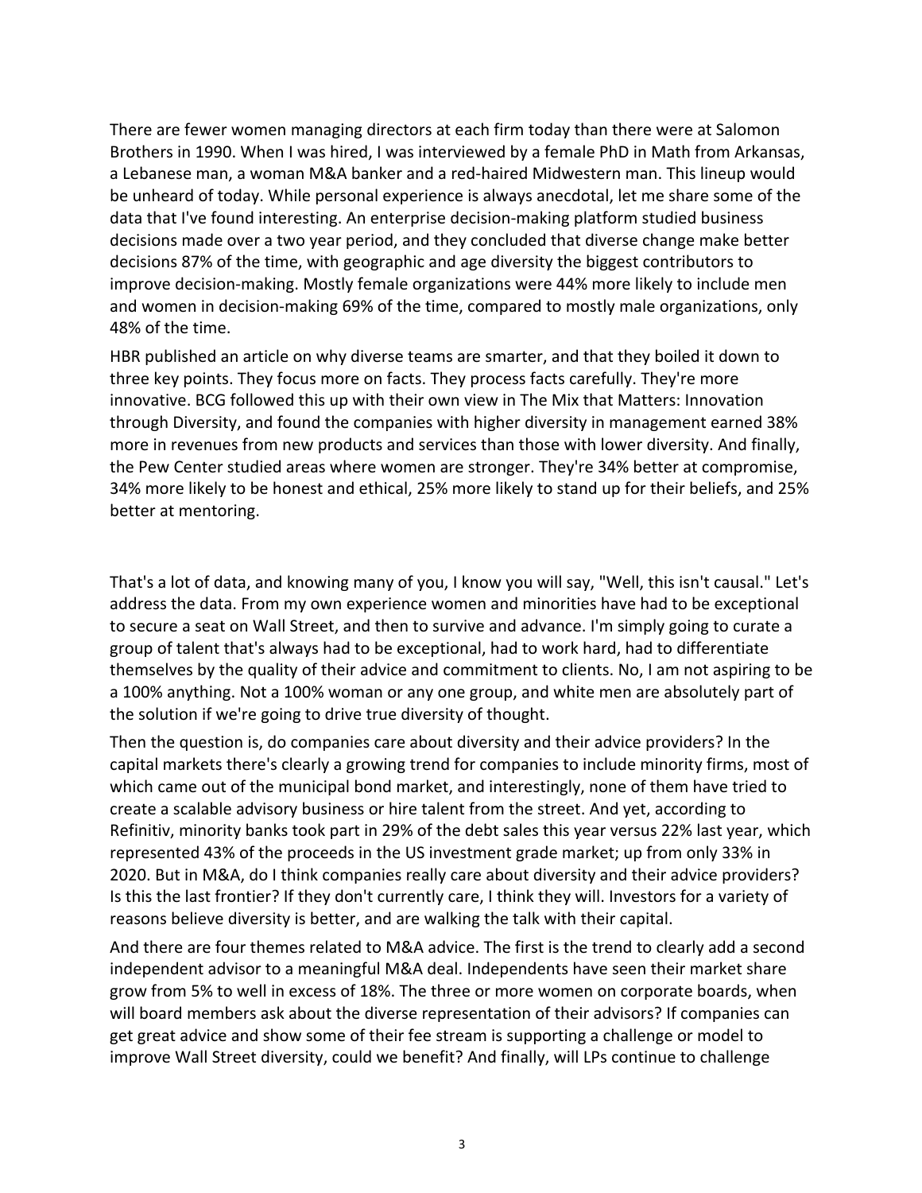There are fewer women managing directors at each firm today than there were at Salomon Brothers in 1990. When I was hired, I was interviewed by a female PhD in Math from Arkansas, a Lebanese man, a woman M&A banker and a red-haired Midwestern man. This lineup would be unheard of today. While personal experience is always anecdotal, let me share some of the data that I've found interesting. An enterprise decision-making platform studied business decisions made over a two year period, and they concluded that diverse change make better decisions 87% of the time, with geographic and age diversity the biggest contributors to improve decision-making. Mostly female organizations were 44% more likely to include men and women in decision-making 69% of the time, compared to mostly male organizations, only 48% of the time.

HBR published an article on why diverse teams are smarter, and that they boiled it down to three key points. They focus more on facts. They process facts carefully. They're more innovative. BCG followed this up with their own view in The Mix that Matters: Innovation through Diversity, and found the companies with higher diversity in management earned 38% more in revenues from new products and services than those with lower diversity. And finally, the Pew Center studied areas where women are stronger. They're 34% better at compromise, 34% more likely to be honest and ethical, 25% more likely to stand up for their beliefs, and 25% better at mentoring.

That's a lot of data, and knowing many of you, I know you will say, "Well, this isn't causal." Let's address the data. From my own experience women and minorities have had to be exceptional to secure a seat on Wall Street, and then to survive and advance. I'm simply going to curate a group of talent that's always had to be exceptional, had to work hard, had to differentiate themselves by the quality of their advice and commitment to clients. No, I am not aspiring to be a 100% anything. Not a 100% woman or any one group, and white men are absolutely part of the solution if we're going to drive true diversity of thought.

Then the question is, do companies care about diversity and their advice providers? In the capital markets there's clearly a growing trend for companies to include minority firms, most of which came out of the municipal bond market, and interestingly, none of them have tried to create a scalable advisory business or hire talent from the street. And yet, according to Refinitiv, minority banks took part in 29% of the debt sales this year versus 22% last year, which represented 43% of the proceeds in the US investment grade market; up from only 33% in 2020. But in M&A, do I think companies really care about diversity and their advice providers? Is this the last frontier? If they don't currently care, I think they will. Investors for a variety of reasons believe diversity is better, and are walking the talk with their capital.

And there are four themes related to M&A advice. The first is the trend to clearly add a second independent advisor to a meaningful M&A deal. Independents have seen their market share grow from 5% to well in excess of 18%. The three or more women on corporate boards, when will board members ask about the diverse representation of their advisors? If companies can get great advice and show some of their fee stream is supporting a challenge or model to improve Wall Street diversity, could we benefit? And finally, will LPs continue to challenge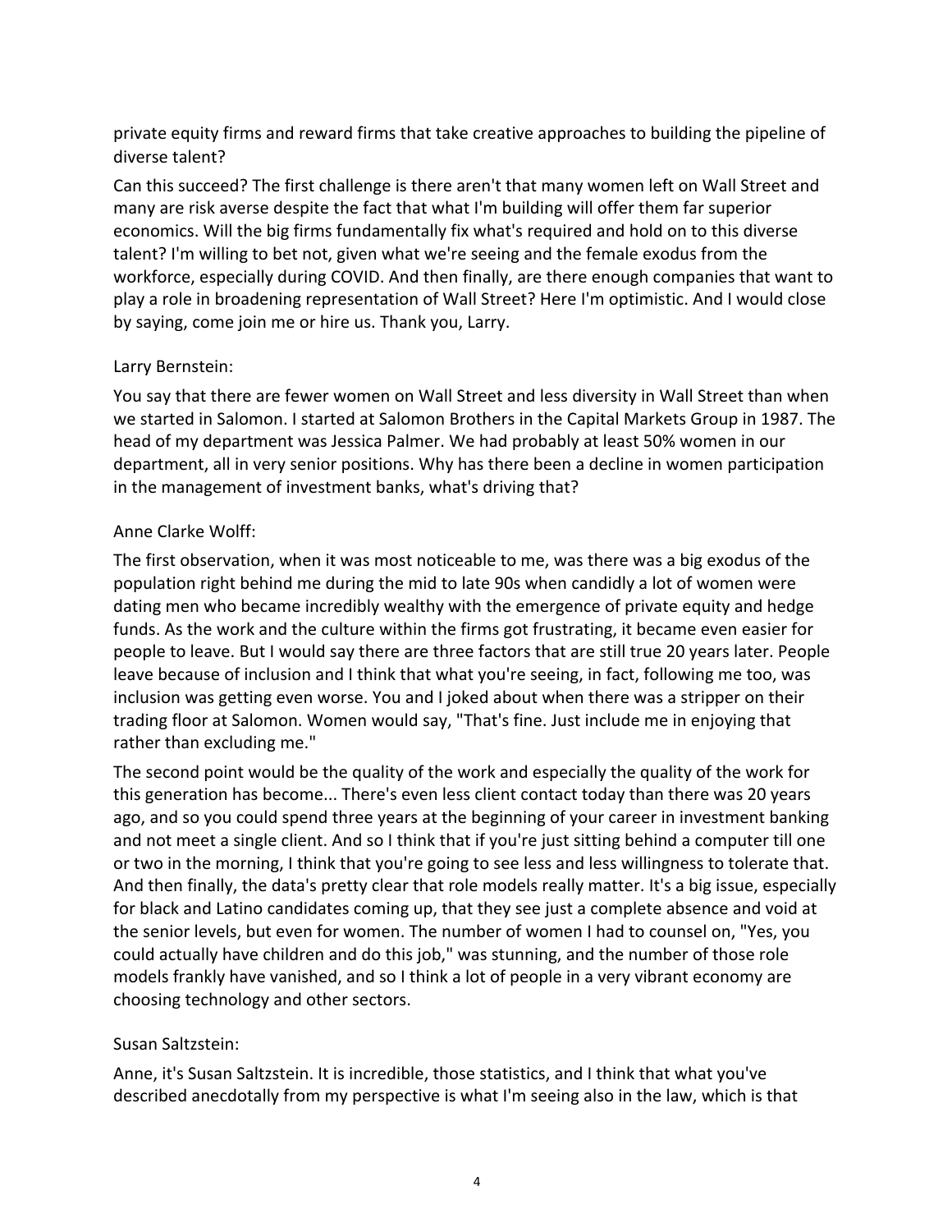private equity firms and reward firms that take creative approaches to building the pipeline of diverse talent?

Can this succeed? The first challenge is there aren't that many women left on Wall Street and many are risk averse despite the fact that what I'm building will offer them far superior economics. Will the big firms fundamentally fix what's required and hold on to this diverse talent? I'm willing to bet not, given what we're seeing and the female exodus from the workforce, especially during COVID. And then finally, are there enough companies that want to play a role in broadening representation of Wall Street? Here I'm optimistic. And I would close by saying, come join me or hire us. Thank you, Larry.

Larry Bernstein:

You say that there are fewer women on Wall Street and less diversity in Wall Street than when we started in Salomon. I started at Salomon Brothers in the Capital Markets Group in 1987. The head of my department was Jessica Palmer. We had probably at least 50% women in our department, all in very senior positions. Why has there been a decline in women participation in the management of investment banks, what's driving that?

Anne Clarke Wolff:

The first observation, when it was most noticeable to me, was there was a big exodus of the population right behind me during the mid to late 90s when candidly a lot of women were dating men who became incredibly wealthy with the emergence of private equity and hedge funds. As the work and the culture within the firms got frustrating, it became even easier for people to leave. But I would say there are three factors that are still true 20 years later. People leave because of inclusion and I think that what you're seeing, in fact, following me too, was inclusion was getting even worse. You and I joked about when there was a stripper on their trading floor at Salomon. Women would say, "That's fine. Just include me in enjoying that rather than excluding me."

The second point would be the quality of the work and especially the quality of the work for this generation has become... There's even less client contact today than there was 20 years ago, and so you could spend three years at the beginning of your career in investment banking and not meet a single client. And so I think that if you're just sitting behind a computer till one or two in the morning, I think that you're going to see less and less willingness to tolerate that. And then finally, the data's pretty clear that role models really matter. It's a big issue, especially for black and Latino candidates coming up, that they see just a complete absence and void at the senior levels, but even for women. The number of women I had to counsel on, "Yes, you could actually have children and do this job," was stunning, and the number of those role models frankly have vanished, and so I think a lot of people in a very vibrant economy are choosing technology and other sectors.

Susan Saltzstein:

Anne, it's Susan Saltzstein. It is incredible, those statistics, and I think that what you've described anecdotally from my perspective is what I'm seeing also in the law, which is that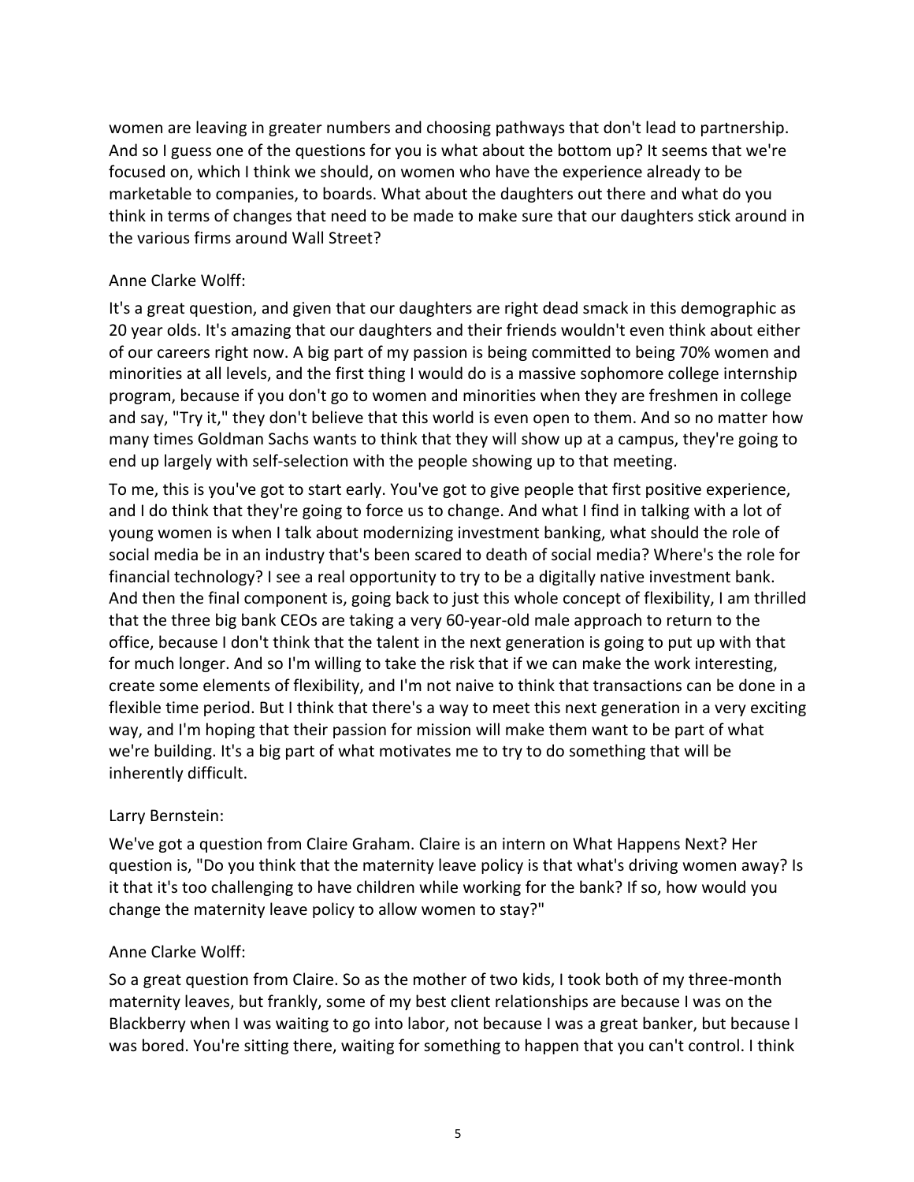women are leaving in greater numbers and choosing pathways that don't lead to partnership. And so I guess one of the questions for you is what about the bottom up? It seems that we're focused on, which I think we should, on women who have the experience already to be marketable to companies, to boards. What about the daughters out there and what do you think in terms of changes that need to be made to make sure that our daughters stick around in the various firms around Wall Street?

Anne Clarke Wolff:

It's a great question, and given that our daughters are right dead smack in this demographic as 20 year olds. It's amazing that our daughters and their friends wouldn't even think about either of our careers right now. A big part of my passion is being committed to being 70% women and minorities at all levels, and the first thing I would do is a massive sophomore college internship program, because if you don't go to women and minorities when they are freshmen in college and say, "Try it," they don't believe that this world is even open to them. And so no matter how many times Goldman Sachs wants to think that they will show up at a campus, they're going to end up largely with self-selection with the people showing up to that meeting.

To me, this is you've got to start early. You've got to give people that first positive experience, and I do think that they're going to force us to change. And what I find in talking with a lot of young women is when I talk about modernizing investment banking, what should the role of social media be in an industry that's been scared to death of social media? Where's the role for financial technology? I see a real opportunity to try to be a digitally native investment bank. And then the final component is, going back to just this whole concept of flexibility, I am thrilled that the three big bank CEOs are taking a very 60-year-old male approach to return to the office, because I don't think that the talent in the next generation is going to put up with that for much longer. And so I'm willing to take the risk that if we can make the work interesting, create some elements of flexibility, and I'm not naive to think that transactions can be done in a flexible time period. But I think that there's a way to meet this next generation in a very exciting way, and I'm hoping that their passion for mission will make them want to be part of what we're building. It's a big part of what motivates me to try to do something that will be inherently difficult.

Larry Bernstein:

We've got a question from Claire Graham. Claire is an intern on What Happens Next? Her question is, "Do you think that the maternity leave policy is that what's driving women away? Is it that it's too challenging to have children while working for the bank? If so, how would you change the maternity leave policy to allow women to stay?"

Anne Clarke Wolff:

So a great question from Claire. So as the mother of two kids, I took both of my three-month maternity leaves, but frankly, some of my best client relationships are because I was on the Blackberry when I was waiting to go into labor, not because I was a great banker, but because I was bored. You're sitting there, waiting for something to happen that you can't control. I think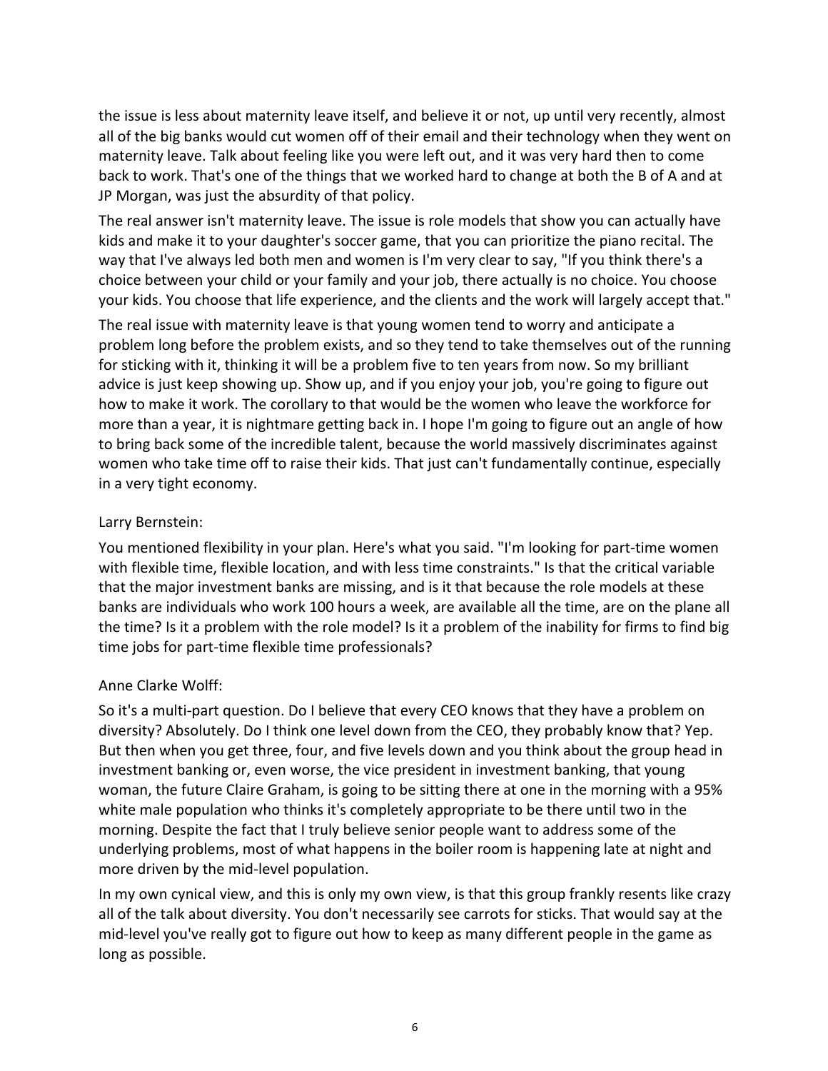the issue is less about maternity leave itself, and believe it or not, up until very recently, almost all of the big banks would cut women off of their email and their technology when they went on maternity leave. Talk about feeling like you were left out, and it was very hard then to come back to work. That's one of the things that we worked hard to change at both the B of A and at JP Morgan, was just the absurdity of that policy.

The real answer isn't maternity leave. The issue is role models that show you can actually have kids and make it to your daughter's soccer game, that you can prioritize the piano recital. The way that I've always led both men and women is I'm very clear to say, "If you think there's a choice between your child or your family and your job, there actually is no choice. You choose your kids. You choose that life experience, and the clients and the work will largely accept that."

The real issue with maternity leave is that young women tend to worry and anticipate a problem long before the problem exists, and so they tend to take themselves out of the running for sticking with it, thinking it will be a problem five to ten years from now. So my brilliant advice is just keep showing up. Show up, and if you enjoy your job, you're going to figure out how to make it work. The corollary to that would be the women who leave the workforce for more than a year, it is nightmare getting back in. I hope I'm going to figure out an angle of how to bring back some of the incredible talent, because the world massively discriminates against women who take time off to raise their kids. That just can't fundamentally continue, especially in a very tight economy.

Larry Bernstein:

You mentioned flexibility in your plan. Here's what you said. "I'm looking for part-time women with flexible time, flexible location, and with less time constraints." Is that the critical variable that the major investment banks are missing, and is it that because the role models at these banks are individuals who work 100 hours a week, are available all the time, are on the plane all the time? Is it a problem with the role model? Is it a problem of the inability for firms to find big time jobs for part-time flexible time professionals?

Anne Clarke Wolff:

So it's a multi-part question. Do I believe that every CEO knows that they have a problem on diversity? Absolutely. Do I think one level down from the CEO, they probably know that? Yep. But then when you get three, four, and five levels down and you think about the group head in investment banking or, even worse, the vice president in investment banking, that young woman, the future Claire Graham, is going to be sitting there at one in the morning with a 95% white male population who thinks it's completely appropriate to be there until two in the morning. Despite the fact that I truly believe senior people want to address some of the underlying problems, most of what happens in the boiler room is happening late at night and more driven by the mid-level population.

In my own cynical view, and this is only my own view, is that this group frankly resents like crazy all of the talk about diversity. You don't necessarily see carrots for sticks. That would say at the mid-level you've really got to figure out how to keep as many different people in the game as long as possible.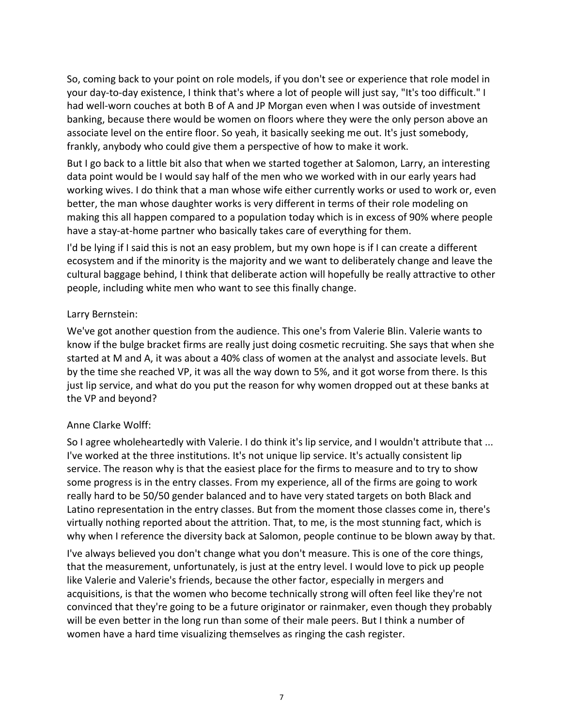So, coming back to your point on role models, if you don't see or experience that role model in your day-to-day existence, I think that's where a lot of people will just say, "It's too difficult." I had well-worn couches at both B of A and JP Morgan even when I was outside of investment banking, because there would be women on floors where they were the only person above an associate level on the entire floor. So yeah, it basically seeking me out. It's just somebody, frankly, anybody who could give them a perspective of how to make it work.

But I go back to a little bit also that when we started together at Salomon, Larry, an interesting data point would be I would say half of the men who we worked with in our early years had working wives. I do think that a man whose wife either currently works or used to work or, even better, the man whose daughter works is very different in terms of their role modeling on making this all happen compared to a population today which is in excess of 90% where people have a stay-at-home partner who basically takes care of everything for them.

I'd be lying if I said this is not an easy problem, but my own hope is if I can create a different ecosystem and if the minority is the majority and we want to deliberately change and leave the cultural baggage behind, I think that deliberate action will hopefully be really attractive to other people, including white men who want to see this finally change.

Larry Bernstein:

We've got another question from the audience. This one's from Valerie Blin. Valerie wants to know if the bulge bracket firms are really just doing cosmetic recruiting. She says that when she started at M and A, it was about a 40% class of women at the analyst and associate levels. But by the time she reached VP, it was all the way down to 5%, and it got worse from there. Is this just lip service, and what do you put the reason for why women dropped out at these banks at the VP and beyond?

Anne Clarke Wolff:

So I agree wholeheartedly with Valerie. I do think it's lip service, and I wouldn't attribute that ... I've worked at the three institutions. It's not unique lip service. It's actually consistent lip service. The reason why is that the easiest place for the firms to measure and to try to show some progress is in the entry classes. From my experience, all of the firms are going to work really hard to be 50/50 gender balanced and to have very stated targets on both Black and Latino representation in the entry classes. But from the moment those classes come in, there's virtually nothing reported about the attrition. That, to me, is the most stunning fact, which is why when I reference the diversity back at Salomon, people continue to be blown away by that.

I've always believed you don't change what you don't measure. This is one of the core things, that the measurement, unfortunately, is just at the entry level. I would love to pick up people like Valerie and Valerie's friends, because the other factor, especially in mergers and acquisitions, is that the women who become technically strong will often feel like they're not convinced that they're going to be a future originator or rainmaker, even though they probably will be even better in the long run than some of their male peers. But I think a number of women have a hard time visualizing themselves as ringing the cash register.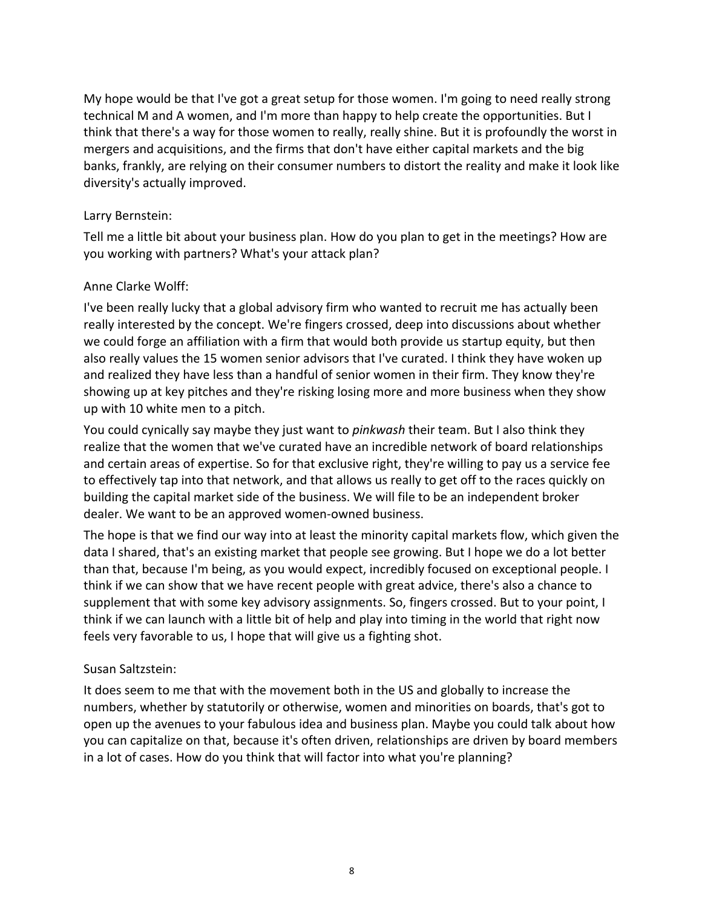My hope would be that I've got a great setup for those women. I'm going to need really strong technical M and A women, and I'm more than happy to help create the opportunities. But I think that there's a way for those women to really, really shine. But it is profoundly the worst in mergers and acquisitions, and the firms that don't have either capital markets and the big banks, frankly, are relying on their consumer numbers to distort the reality and make it look like diversity's actually improved.

Larry Bernstein:

Tell me a little bit about your business plan. How do you plan to get in the meetings? How are you working with partners? What's your attack plan?

Anne Clarke Wolff:

I've been really lucky that a global advisory firm who wanted to recruit me has actually been really interested by the concept. We're fingers crossed, deep into discussions about whether we could forge an affiliation with a firm that would both provide us startup equity, but then also really values the 15 women senior advisors that I've curated. I think they have woken up and realized they have less than a handful of senior women in their firm. They know they're showing up at key pitches and they're risking losing more and more business when they show up with 10 white men to a pitch.

You could cynically say maybe they just want to *pinkwash* their team. But I also think they realize that the women that we've curated have an incredible network of board relationships and certain areas of expertise. So for that exclusive right, they're willing to pay us a service fee to effectively tap into that network, and that allows us really to get off to the races quickly on building the capital market side of the business. We will file to be an independent broker dealer. We want to be an approved women-owned business.

The hope is that we find our way into at least the minority capital markets flow, which given the data I shared, that's an existing market that people see growing. But I hope we do a lot better than that, because I'm being, as you would expect, incredibly focused on exceptional people. I think if we can show that we have recent people with great advice, there's also a chance to supplement that with some key advisory assignments. So, fingers crossed. But to your point, I think if we can launch with a little bit of help and play into timing in the world that right now feels very favorable to us, I hope that will give us a fighting shot.

Susan Saltzstein:

It does seem to me that with the movement both in the US and globally to increase the numbers, whether by statutorily or otherwise, women and minorities on boards, that's got to open up the avenues to your fabulous idea and business plan. Maybe you could talk about how you can capitalize on that, because it's often driven, relationships are driven by board members in a lot of cases. How do you think that will factor into what you're planning?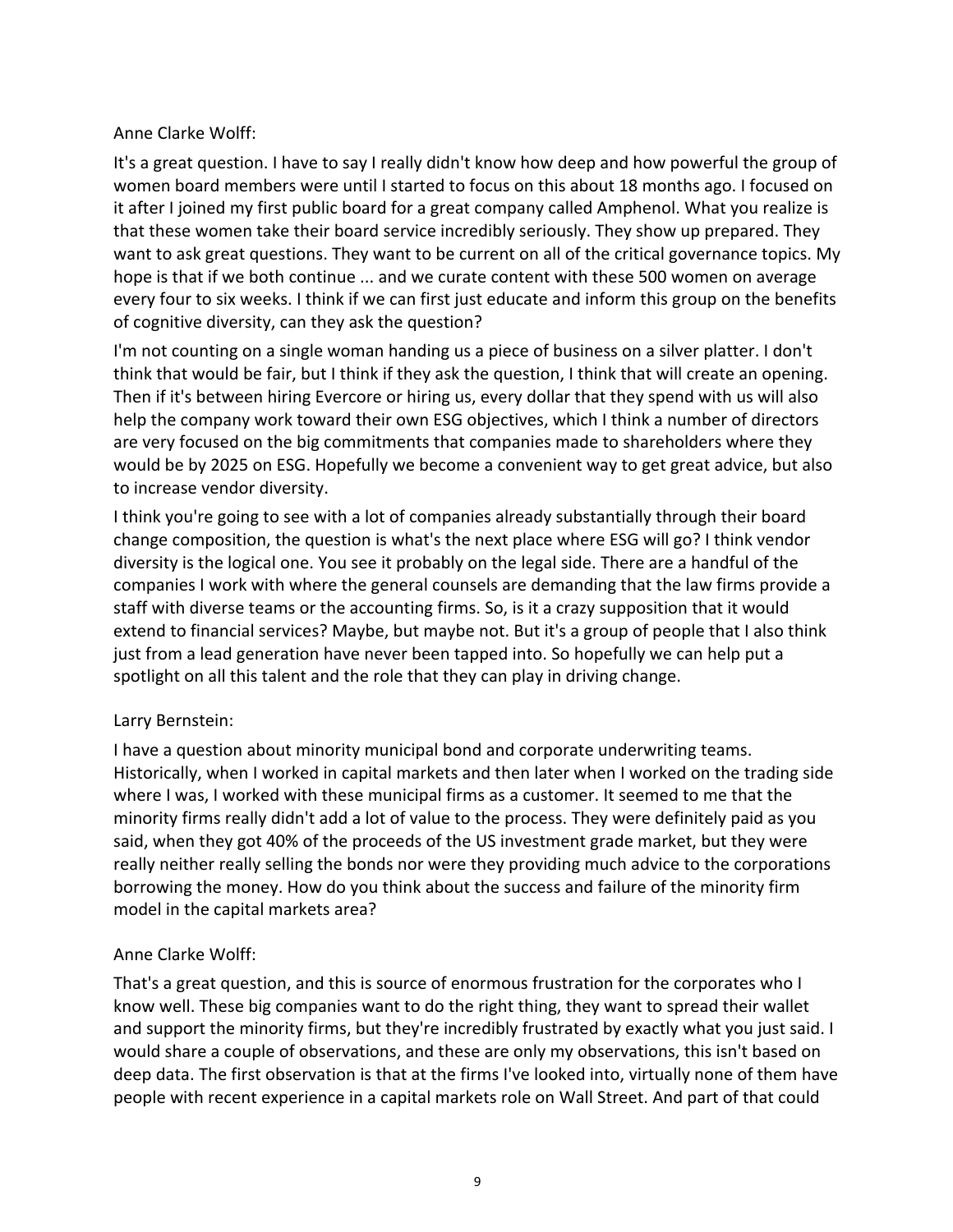Anne Clarke Wolff:

It's a great question. I have to say I really didn't know how deep and how powerful the group of women board members were until I started to focus on this about 18 months ago. I focused on it after I joined my first public board for a great company called Amphenol. What you realize is that these women take their board service incredibly seriously. They show up prepared. They want to ask great questions. They want to be current on all of the critical governance topics. My hope is that if we both continue ... and we curate content with these 500 women on average every four to six weeks. I think if we can first just educate and inform this group on the benefits of cognitive diversity, can they ask the question?

I'm not counting on a single woman handing us a piece of business on a silver platter. I don't think that would be fair, but I think if they ask the question, I think that will create an opening. Then if it's between hiring Evercore or hiring us, every dollar that they spend with us will also help the company work toward their own ESG objectives, which I think a number of directors are very focused on the big commitments that companies made to shareholders where they would be by 2025 on ESG. Hopefully we become a convenient way to get great advice, but also to increase vendor diversity.

I think you're going to see with a lot of companies already substantially through their board change composition, the question is what's the next place where ESG will go? I think vendor diversity is the logical one. You see it probably on the legal side. There are a handful of the companies I work with where the general counsels are demanding that the law firms provide a staff with diverse teams or the accounting firms. So, is it a crazy supposition that it would extend to financial services? Maybe, but maybe not. But it's a group of people that I also think just from a lead generation have never been tapped into. So hopefully we can help put a spotlight on all this talent and the role that they can play in driving change.

Larry Bernstein:

I have a question about minority municipal bond and corporate underwriting teams. Historically, when I worked in capital markets and then later when I worked on the trading side where I was, I worked with these municipal firms as a customer. It seemed to me that the minority firms really didn't add a lot of value to the process. They were definitely paid as you said, when they got 40% of the proceeds of the US investment grade market, but they were really neither really selling the bonds nor were they providing much advice to the corporations borrowing the money. How do you think about the success and failure of the minority firm model in the capital markets area?

Anne Clarke Wolff:

That's a great question, and this is source of enormous frustration for the corporates who I know well. These big companies want to do the right thing, they want to spread their wallet and support the minority firms, but they're incredibly frustrated by exactly what you just said. I would share a couple of observations, and these are only my observations, this isn't based on deep data. The first observation is that at the firms I've looked into, virtually none of them have people with recent experience in a capital markets role on Wall Street. And part of that could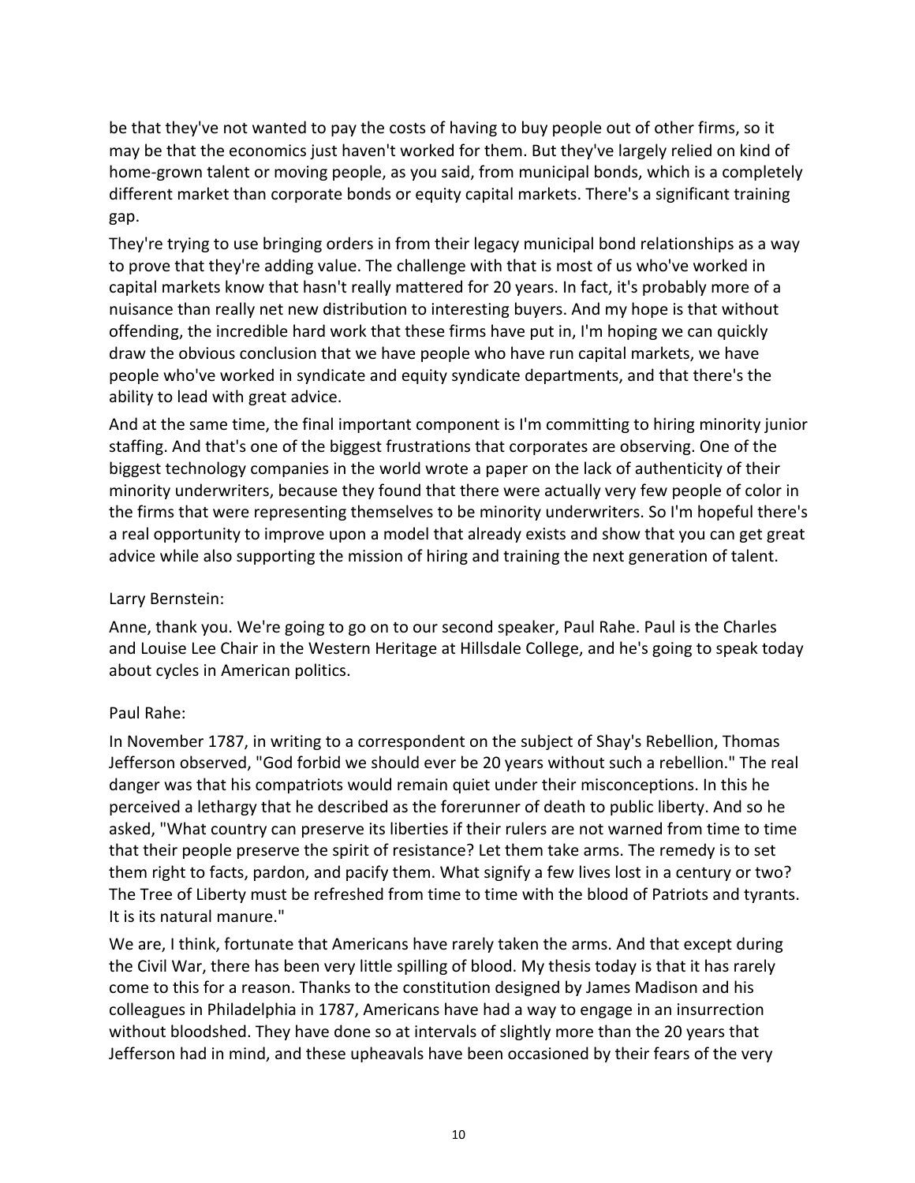be that they've not wanted to pay the costs of having to buy people out of other firms, so it may be that the economics just haven't worked for them. But they've largely relied on kind of home-grown talent or moving people, as you said, from municipal bonds, which is a completely different market than corporate bonds or equity capital markets. There's a significant training gap.

They're trying to use bringing orders in from their legacy municipal bond relationships as a way to prove that they're adding value. The challenge with that is most of us who've worked in capital markets know that hasn't really mattered for 20 years. In fact, it's probably more of a nuisance than really net new distribution to interesting buyers. And my hope is that without offending, the incredible hard work that these firms have put in, I'm hoping we can quickly draw the obvious conclusion that we have people who have run capital markets, we have people who've worked in syndicate and equity syndicate departments, and that there's the ability to lead with great advice.

And at the same time, the final important component is I'm committing to hiring minority junior staffing. And that's one of the biggest frustrations that corporates are observing. One of the biggest technology companies in the world wrote a paper on the lack of authenticity of their minority underwriters, because they found that there were actually very few people of color in the firms that were representing themselves to be minority underwriters. So I'm hopeful there's a real opportunity to improve upon a model that already exists and show that you can get great advice while also supporting the mission of hiring and training the next generation of talent.

Larry Bernstein:

Anne, thank you. We're going to go on to our second speaker, Paul Rahe. Paul is the Charles and Louise Lee Chair in the Western Heritage at Hillsdale College, and he's going to speak today about cycles in American politics.

Paul Rahe:

In November 1787, in writing to a correspondent on the subject of Shay's Rebellion, Thomas Jefferson observed, "God forbid we should ever be 20 years without such a rebellion." The real danger was that his compatriots would remain quiet under their misconceptions. In this he perceived a lethargy that he described as the forerunner of death to public liberty. And so he asked, "What country can preserve its liberties if their rulers are not warned from time to time that their people preserve the spirit of resistance? Let them take arms. The remedy is to set them right to facts, pardon, and pacify them. What signify a few lives lost in a century or two? The Tree of Liberty must be refreshed from time to time with the blood of Patriots and tyrants. It is its natural manure."

We are, I think, fortunate that Americans have rarely taken the arms. And that except during the Civil War, there has been very little spilling of blood. My thesis today is that it has rarely come to this for a reason. Thanks to the constitution designed by James Madison and his colleagues in Philadelphia in 1787, Americans have had a way to engage in an insurrection without bloodshed. They have done so at intervals of slightly more than the 20 years that Jefferson had in mind, and these upheavals have been occasioned by their fears of the very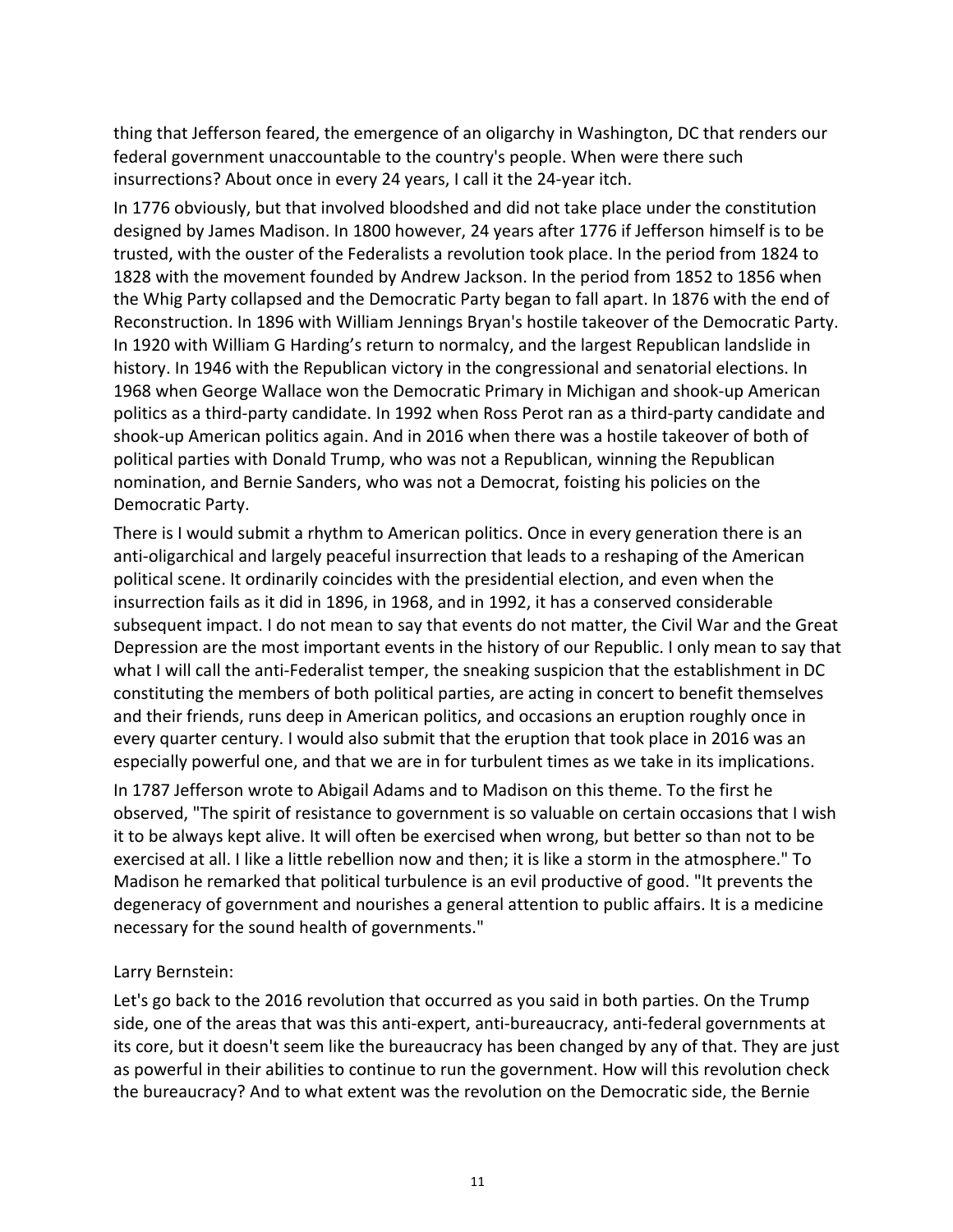thing that Jefferson feared, the emergence of an oligarchy in Washington, DC that renders our federal government unaccountable to the country's people. When were there such insurrections? About once in every 24 years, I call it the 24-year itch.

In 1776 obviously, but that involved bloodshed and did not take place under the constitution designed by James Madison. In 1800 however, 24 years after 1776 if Jefferson himself is to be trusted, with the ouster of the Federalists a revolution took place. In the period from 1824 to 1828 with the movement founded by Andrew Jackson. In the period from 1852 to 1856 when the Whig Party collapsed and the Democratic Party began to fall apart. In 1876 with the end of Reconstruction. In 1896 with William Jennings Bryan's hostile takeover of the Democratic Party. In 1920 with William G Harding's return to normalcy, and the largest Republican landslide in history. In 1946 with the Republican victory in the congressional and senatorial elections. In 1968 when George Wallace won the Democratic Primary in Michigan and shook-up American politics as a third-party candidate. In 1992 when Ross Perot ran as a third-party candidate and shook-up American politics again. And in 2016 when there was a hostile takeover of both of political parties with Donald Trump, who was not a Republican, winning the Republican nomination, and Bernie Sanders, who was not a Democrat, foisting his policies on the Democratic Party.

There is I would submit a rhythm to American politics. Once in every generation there is an anti-oligarchical and largely peaceful insurrection that leads to a reshaping of the American political scene. It ordinarily coincides with the presidential election, and even when the insurrection fails as it did in 1896, in 1968, and in 1992, it has a conserved considerable subsequent impact. I do not mean to say that events do not matter, the Civil War and the Great Depression are the most important events in the history of our Republic. I only mean to say that what I will call the anti-Federalist temper, the sneaking suspicion that the establishment in DC constituting the members of both political parties, are acting in concert to benefit themselves and their friends, runs deep in American politics, and occasions an eruption roughly once in every quarter century. I would also submit that the eruption that took place in 2016 was an especially powerful one, and that we are in for turbulent times as we take in its implications.

In 1787 Jefferson wrote to Abigail Adams and to Madison on this theme. To the first he observed, "The spirit of resistance to government is so valuable on certain occasions that I wish it to be always kept alive. It will often be exercised when wrong, but better so than not to be exercised at all. I like a little rebellion now and then; it is like a storm in the atmosphere." To Madison he remarked that political turbulence is an evil productive of good. "It prevents the degeneracy of government and nourishes a general attention to public affairs. It is a medicine necessary for the sound health of governments."

Larry Bernstein:

Let's go back to the 2016 revolution that occurred as you said in both parties. On the Trump side, one of the areas that was this anti-expert, anti-bureaucracy, anti-federal governments at its core, but it doesn't seem like the bureaucracy has been changed by any of that. They are just as powerful in their abilities to continue to run the government. How will this revolution check the bureaucracy? And to what extent was the revolution on the Democratic side, the Bernie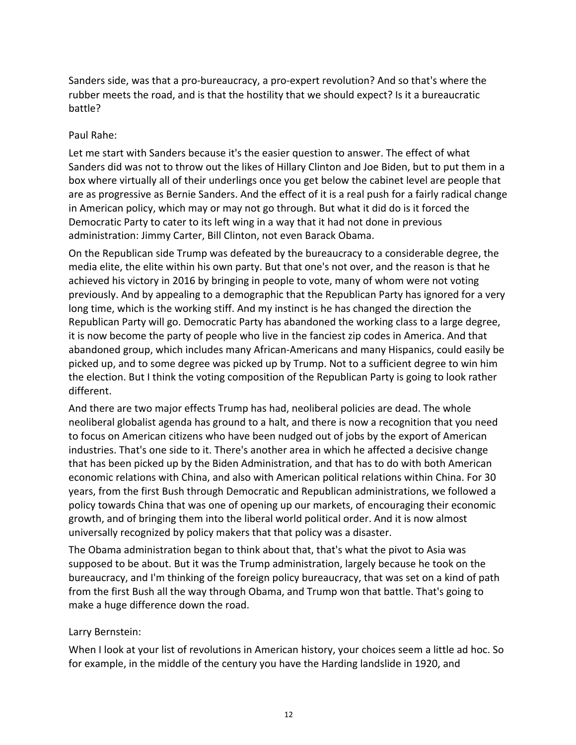Sanders side, was that a pro-bureaucracy, a pro-expert revolution? And so that's where the rubber meets the road, and is that the hostility that we should expect? Is it a bureaucratic battle?

Paul Rahe:

Let me start with Sanders because it's the easier question to answer. The effect of what Sanders did was not to throw out the likes of Hillary Clinton and Joe Biden, but to put them in a box where virtually all of their underlings once you get below the cabinet level are people that are as progressive as Bernie Sanders. And the effect of it is a real push for a fairly radical change in American policy, which may or may not go through. But what it did do is it forced the Democratic Party to cater to its left wing in a way that it had not done in previous administration: Jimmy Carter, Bill Clinton, not even Barack Obama.

On the Republican side Trump was defeated by the bureaucracy to a considerable degree, the media elite, the elite within his own party. But that one's not over, and the reason is that he achieved his victory in 2016 by bringing in people to vote, many of whom were not voting previously. And by appealing to a demographic that the Republican Party has ignored for a very long time, which is the working stiff. And my instinct is he has changed the direction the Republican Party will go. Democratic Party has abandoned the working class to a large degree, it is now become the party of people who live in the fanciest zip codes in America. And that abandoned group, which includes many African-Americans and many Hispanics, could easily be picked up, and to some degree was picked up by Trump. Not to a sufficient degree to win him the election. But I think the voting composition of the Republican Party is going to look rather different.

And there are two major effects Trump has had, neoliberal policies are dead. The whole neoliberal globalist agenda has ground to a halt, and there is now a recognition that you need to focus on American citizens who have been nudged out of jobs by the export of American industries. That's one side to it. There's another area in which he affected a decisive change that has been picked up by the Biden Administration, and that has to do with both American economic relations with China, and also with American political relations within China. For 30 years, from the first Bush through Democratic and Republican administrations, we followed a policy towards China that was one of opening up our markets, of encouraging their economic growth, and of bringing them into the liberal world political order. And it is now almost universally recognized by policy makers that that policy was a disaster.

The Obama administration began to think about that, that's what the pivot to Asia was supposed to be about. But it was the Trump administration, largely because he took on the bureaucracy, and I'm thinking of the foreign policy bureaucracy, that was set on a kind of path from the first Bush all the way through Obama, and Trump won that battle. That's going to make a huge difference down the road.

Larry Bernstein:

When I look at your list of revolutions in American history, your choices seem a little ad hoc. So for example, in the middle of the century you have the Harding landslide in 1920, and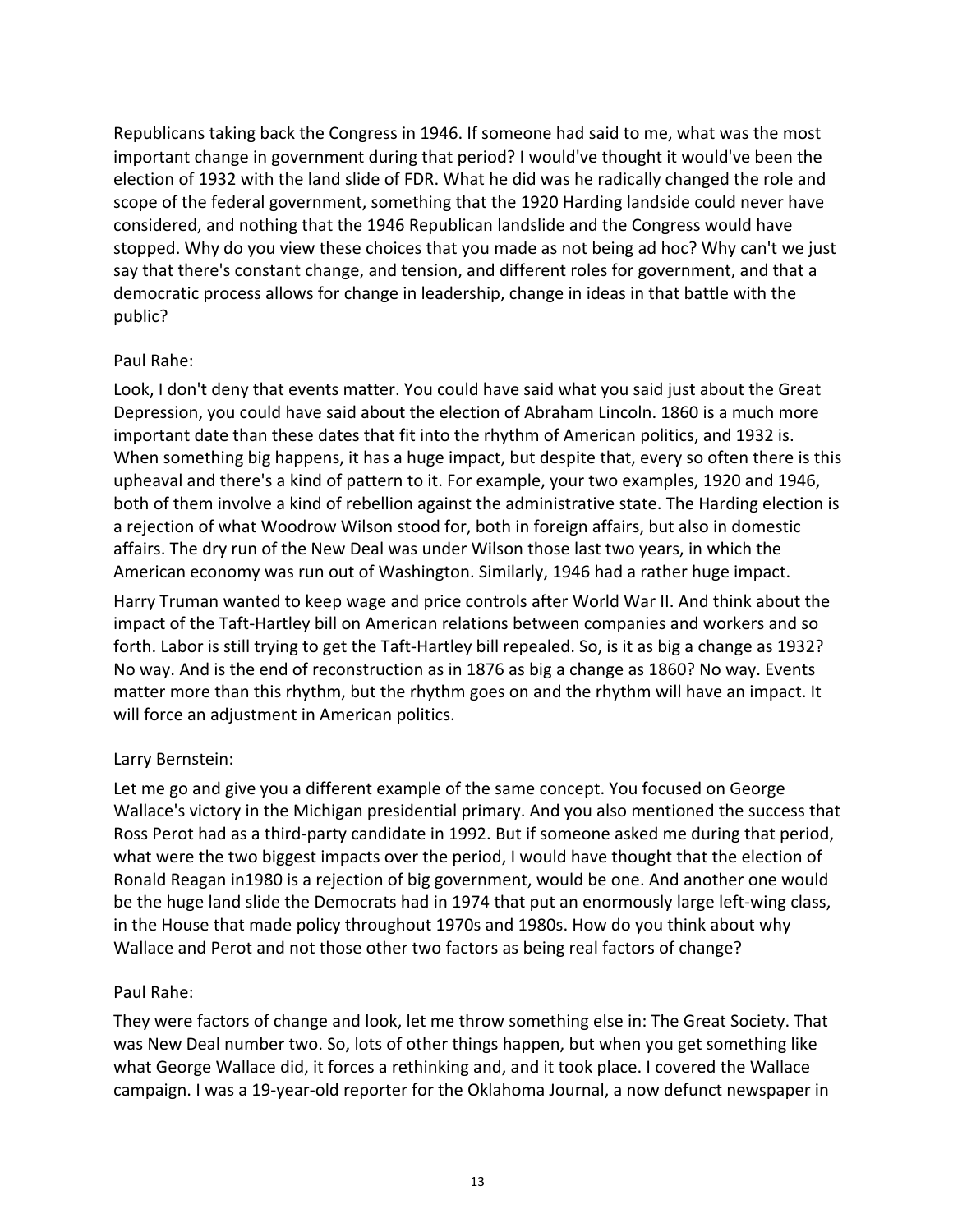Republicans taking back the Congress in 1946. If someone had said to me, what was the most important change in government during that period? I would've thought it would've been the election of 1932 with the land slide of FDR. What he did was he radically changed the role and scope of the federal government, something that the 1920 Harding landside could never have considered, and nothing that the 1946 Republican landslide and the Congress would have stopped. Why do you view these choices that you made as not being ad hoc? Why can't we just say that there's constant change, and tension, and different roles for government, and that a democratic process allows for change in leadership, change in ideas in that battle with the public?

Paul Rahe:

Look, I don't deny that events matter. You could have said what you said just about the Great Depression, you could have said about the election of Abraham Lincoln. 1860 is a much more important date than these dates that fit into the rhythm of American politics, and 1932 is. When something big happens, it has a huge impact, but despite that, every so often there is this upheaval and there's a kind of pattern to it. For example, your two examples, 1920 and 1946, both of them involve a kind of rebellion against the administrative state. The Harding election is a rejection of what Woodrow Wilson stood for, both in foreign affairs, but also in domestic affairs. The dry run of the New Deal was under Wilson those last two years, in which the American economy was run out of Washington. Similarly, 1946 had a rather huge impact.

Harry Truman wanted to keep wage and price controls after World War II. And think about the impact of the Taft-Hartley bill on American relations between companies and workers and so forth. Labor is still trying to get the Taft-Hartley bill repealed. So, is it as big a change as 1932? No way. And is the end of reconstruction as in 1876 as big a change as 1860? No way. Events matter more than this rhythm, but the rhythm goes on and the rhythm will have an impact. It will force an adjustment in American politics.

Larry Bernstein:

Let me go and give you a different example of the same concept. You focused on George Wallace's victory in the Michigan presidential primary. And you also mentioned the success that Ross Perot had as a third-party candidate in 1992. But if someone asked me during that period, what were the two biggest impacts over the period, I would have thought that the election of Ronald Reagan in1980 is a rejection of big government, would be one. And another one would be the huge land slide the Democrats had in 1974 that put an enormously large left-wing class, in the House that made policy throughout 1970s and 1980s. How do you think about why Wallace and Perot and not those other two factors as being real factors of change?

Paul Rahe:

They were factors of change and look, let me throw something else in: The Great Society. That was New Deal number two. So, lots of other things happen, but when you get something like what George Wallace did, it forces a rethinking and, and it took place. I covered the Wallace campaign. I was a 19-year-old reporter for the Oklahoma Journal, a now defunct newspaper in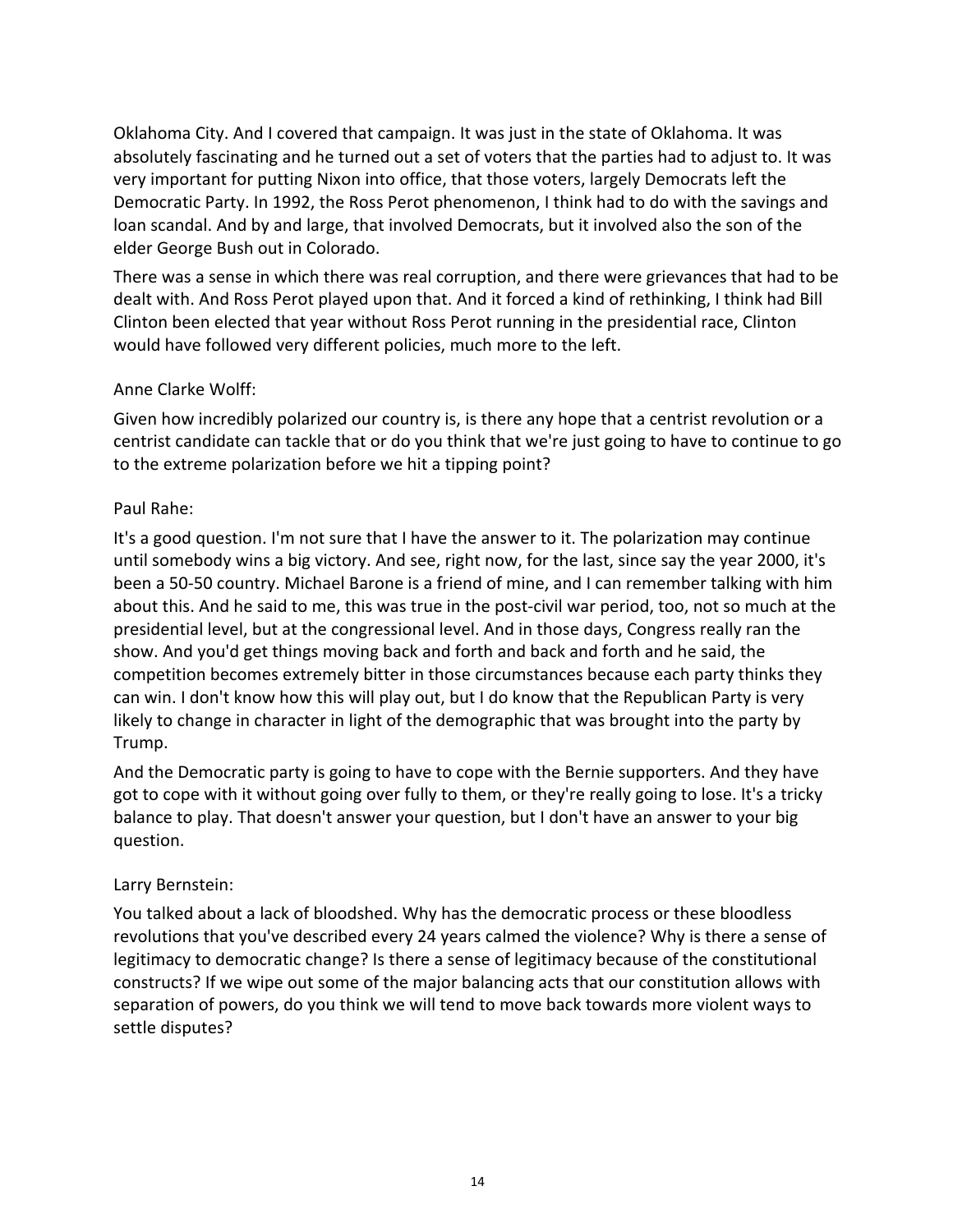Oklahoma City. And I covered that campaign. It was just in the state of Oklahoma. It was absolutely fascinating and he turned out a set of voters that the parties had to adjust to. It was very important for putting Nixon into office, that those voters, largely Democrats left the Democratic Party. In 1992, the Ross Perot phenomenon, I think had to do with the savings and loan scandal. And by and large, that involved Democrats, but it involved also the son of the elder George Bush out in Colorado.

There was a sense in which there was real corruption, and there were grievances that had to be dealt with. And Ross Perot played upon that. And it forced a kind of rethinking, I think had Bill Clinton been elected that year without Ross Perot running in the presidential race, Clinton would have followed very different policies, much more to the left.

Anne Clarke Wolff:

Given how incredibly polarized our country is, is there any hope that a centrist revolution or a centrist candidate can tackle that or do you think that we're just going to have to continue to go to the extreme polarization before we hit a tipping point?

Paul Rahe:

It's a good question. I'm not sure that I have the answer to it. The polarization may continue until somebody wins a big victory. And see, right now, for the last, since say the year 2000, it's been a 50-50 country. Michael Barone is a friend of mine, and I can remember talking with him about this. And he said to me, this was true in the post-civil war period, too, not so much at the presidential level, but at the congressional level. And in those days, Congress really ran the show. And you'd get things moving back and forth and back and forth and he said, the competition becomes extremely bitter in those circumstances because each party thinks they can win. I don't know how this will play out, but I do know that the Republican Party is very likely to change in character in light of the demographic that was brought into the party by Trump.

And the Democratic party is going to have to cope with the Bernie supporters. And they have got to cope with it without going over fully to them, or they're really going to lose. It's a tricky balance to play. That doesn't answer your question, but I don't have an answer to your big question.

Larry Bernstein:

You talked about a lack of bloodshed. Why has the democratic process or these bloodless revolutions that you've described every 24 years calmed the violence? Why is there a sense of legitimacy to democratic change? Is there a sense of legitimacy because of the constitutional constructs? If we wipe out some of the major balancing acts that our constitution allows with separation of powers, do you think we will tend to move back towards more violent ways to settle disputes?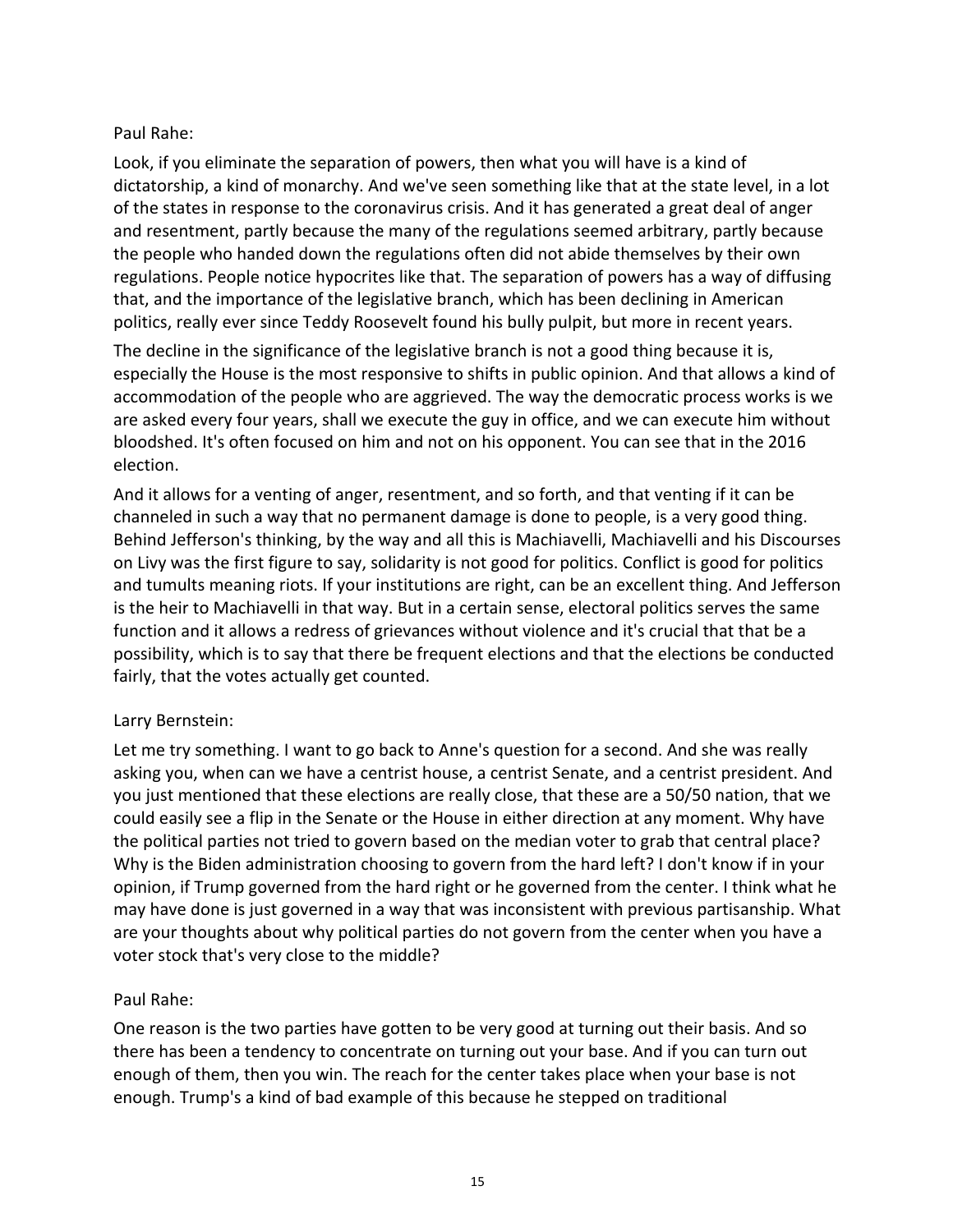Paul Rahe:

Look, if you eliminate the separation of powers, then what you will have is a kind of dictatorship, a kind of monarchy. And we've seen something like that at the state level, in a lot of the states in response to the coronavirus crisis. And it has generated a great deal of anger and resentment, partly because the many of the regulations seemed arbitrary, partly because the people who handed down the regulations often did not abide themselves by their own regulations. People notice hypocrites like that. The separation of powers has a way of diffusing that, and the importance of the legislative branch, which has been declining in American politics, really ever since Teddy Roosevelt found his bully pulpit, but more in recent years.

The decline in the significance of the legislative branch is not a good thing because it is, especially the House is the most responsive to shifts in public opinion. And that allows a kind of accommodation of the people who are aggrieved. The way the democratic process works is we are asked every four years, shall we execute the guy in office, and we can execute him without bloodshed. It's often focused on him and not on his opponent. You can see that in the 2016 election.

And it allows for a venting of anger, resentment, and so forth, and that venting if it can be channeled in such a way that no permanent damage is done to people, is a very good thing. Behind Jefferson's thinking, by the way and all this is Machiavelli, Machiavelli and his Discourses on Livy was the first figure to say, solidarity is not good for politics. Conflict is good for politics and tumults meaning riots. If your institutions are right, can be an excellent thing. And Jefferson is the heir to Machiavelli in that way. But in a certain sense, electoral politics serves the same function and it allows a redress of grievances without violence and it's crucial that that be a possibility, which is to say that there be frequent elections and that the elections be conducted fairly, that the votes actually get counted.

Larry Bernstein:

Let me try something. I want to go back to Anne's question for a second. And she was really asking you, when can we have a centrist house, a centrist Senate, and a centrist president. And you just mentioned that these elections are really close, that these are a 50/50 nation, that we could easily see a flip in the Senate or the House in either direction at any moment. Why have the political parties not tried to govern based on the median voter to grab that central place? Why is the Biden administration choosing to govern from the hard left? I don't know if in your opinion, if Trump governed from the hard right or he governed from the center. I think what he may have done is just governed in a way that was inconsistent with previous partisanship. What are your thoughts about why political parties do not govern from the center when you have a voter stock that's very close to the middle?

Paul Rahe:

One reason is the two parties have gotten to be very good at turning out their basis. And so there has been a tendency to concentrate on turning out your base. And if you can turn out enough of them, then you win. The reach for the center takes place when your base is not enough. Trump's a kind of bad example of this because he stepped on traditional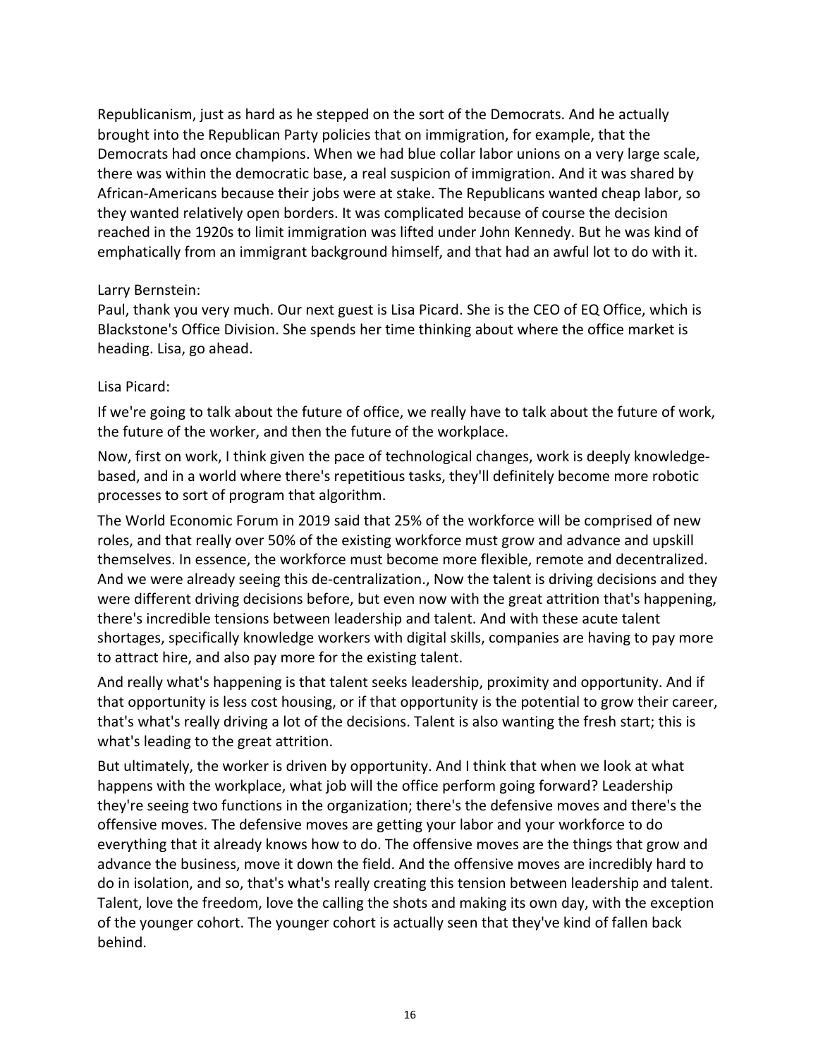Republicanism, just as hard as he stepped on the sort of the Democrats. And he actually brought into the Republican Party policies that on immigration, for example, that the Democrats had once champions. When we had blue collar labor unions on a very large scale, there was within the democratic base, a real suspicion of immigration. And it was shared by African-Americans because their jobs were at stake. The Republicans wanted cheap labor, so they wanted relatively open borders. It was complicated because of course the decision reached in the 1920s to limit immigration was lifted under John Kennedy. But he was kind of emphatically from an immigrant background himself, and that had an awful lot to do with it.

Larry Bernstein:

Paul, thank you very much. Our next guest is Lisa Picard. She is the CEO of EQ Office, which is Blackstone's Office Division. She spends her time thinking about where the office market is heading. Lisa, go ahead.

Lisa Picard:

If we're going to talk about the future of office, we really have to talk about the future of work, the future of the worker, and then the future of the workplace.

Now, first on work, I think given the pace of technological changes, work is deeply knowledge-based, and in a world where there's repetitious tasks, they'll definitely become more robotic processes to sort of program that algorithm.

The World Economic Forum in 2019 said that 25% of the workforce will be comprised of new roles, and that really over 50% of the existing workforce must grow and advance and upskill themselves. In essence, the workforce must become more flexible, remote and decentralized. And we were already seeing this de-centralization., Now the talent is driving decisions and they were different driving decisions before, but even now with the great attrition that's happening, there's incredible tensions between leadership and talent. And with these acute talent shortages, specifically knowledge workers with digital skills, companies are having to pay more to attract hire, and also pay more for the existing talent.

And really what's happening is that talent seeks leadership, proximity and opportunity. And if that opportunity is less cost housing, or if that opportunity is the potential to grow their career, that's what's really driving a lot of the decisions. Talent is also wanting the fresh start; this is what's leading to the great attrition.

But ultimately, the worker is driven by opportunity. And I think that when we look at what happens with the workplace, what job will the office perform going forward? Leadership they're seeing two functions in the organization; there's the defensive moves and there's the offensive moves. The defensive moves are getting your labor and your workforce to do everything that it already knows how to do. The offensive moves are the things that grow and advance the business, move it down the field. And the offensive moves are incredibly hard to do in isolation, and so, that's what's really creating this tension between leadership and talent. Talent, love the freedom, love the calling the shots and making its own day, with the exception of the younger cohort. The younger cohort is actually seen that they've kind of fallen back behind.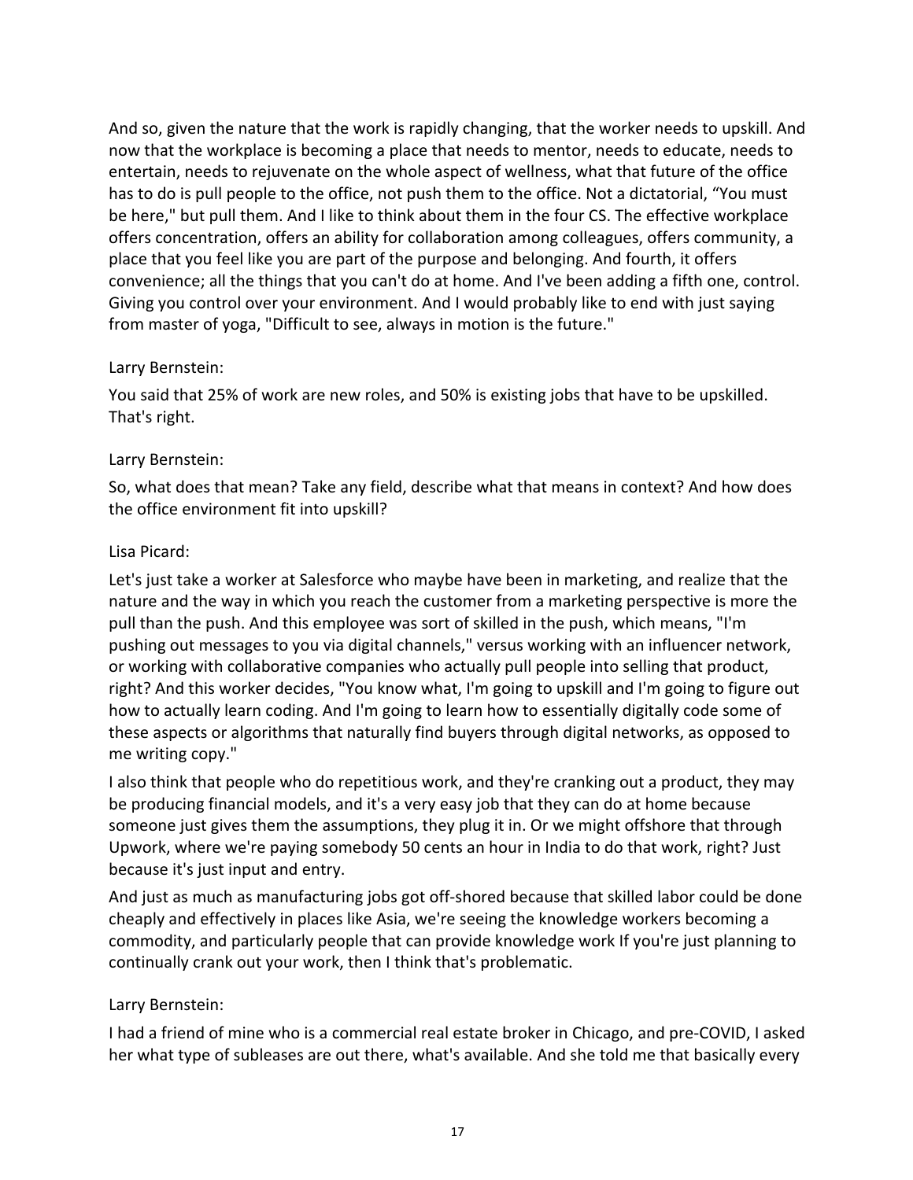And so, given the nature that the work is rapidly changing, that the worker needs to upskill. And now that the workplace is becoming a place that needs to mentor, needs to educate, needs to entertain, needs to rejuvenate on the whole aspect of wellness, what that future of the office has to do is pull people to the office, not push them to the office. Not a dictatorial, "You must be here," but pull them. And I like to think about them in the four CS. The effective workplace offers concentration, offers an ability for collaboration among colleagues, offers community, a place that you feel like you are part of the purpose and belonging. And fourth, it offers convenience; all the things that you can't do at home. And I've been adding a fifth one, control. Giving you control over your environment. And I would probably like to end with just saying from master of yoga, "Difficult to see, always in motion is the future."

Larry Bernstein:

You said that 25% of work are new roles, and 50% is existing jobs that have to be upskilled. That's right.

Larry Bernstein:

So, what does that mean? Take any field, describe what that means in context? And how does the office environment fit into upskill?

Lisa Picard:

Let's just take a worker at Salesforce who maybe have been in marketing, and realize that the nature and the way in which you reach the customer from a marketing perspective is more the pull than the push. And this employee was sort of skilled in the push, which means, "I'm pushing out messages to you via digital channels," versus working with an influencer network, or working with collaborative companies who actually pull people into selling that product, right? And this worker decides, "You know what, I'm going to upskill and I'm going to figure out how to actually learn coding. And I'm going to learn how to essentially digitally code some of these aspects or algorithms that naturally find buyers through digital networks, as opposed to me writing copy."

I also think that people who do repetitious work, and they're cranking out a product, they may be producing financial models, and it's a very easy job that they can do at home because someone just gives them the assumptions, they plug it in. Or we might offshore that through Upwork, where we're paying somebody 50 cents an hour in India to do that work, right? Just because it's just input and entry.

And just as much as manufacturing jobs got off-shored because that skilled labor could be done cheaply and effectively in places like Asia, we're seeing the knowledge workers becoming a commodity, and particularly people that can provide knowledge work If you're just planning to continually crank out your work, then I think that's problematic.

Larry Bernstein:

I had a friend of mine who is a commercial real estate broker in Chicago, and pre-COVID, I asked her what type of subleases are out there, what's available. And she told me that basically every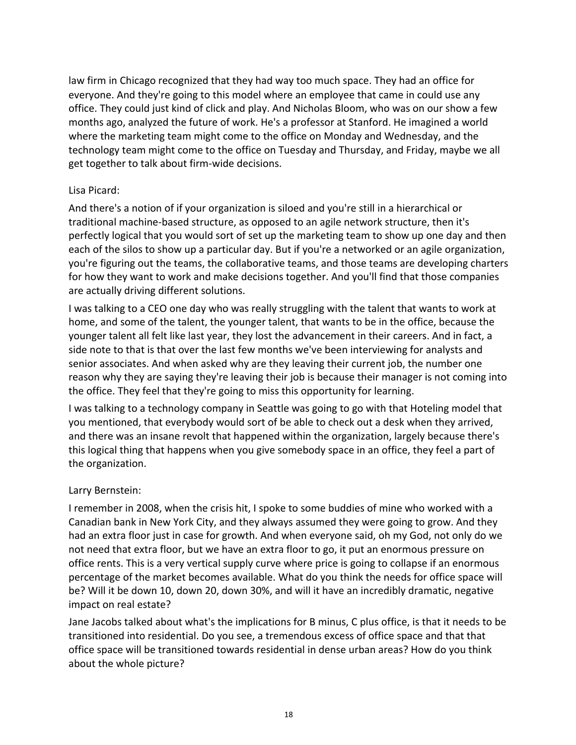law firm in Chicago recognized that they had way too much space. They had an office for everyone. And they're going to this model where an employee that came in could use any office. They could just kind of click and play. And Nicholas Bloom, who was on our show a few months ago, analyzed the future of work. He's a professor at Stanford. He imagined a world where the marketing team might come to the office on Monday and Wednesday, and the technology team might come to the office on Tuesday and Thursday, and Friday, maybe we all get together to talk about firm-wide decisions.

Lisa Picard:

And there's a notion of if your organization is siloed and you're still in a hierarchical or traditional machine-based structure, as opposed to an agile network structure, then it's perfectly logical that you would sort of set up the marketing team to show up one day and then each of the silos to show up a particular day. But if you're a networked or an agile organization, you're figuring out the teams, the collaborative teams, and those teams are developing charters for how they want to work and make decisions together. And you'll find that those companies are actually driving different solutions.

I was talking to a CEO one day who was really struggling with the talent that wants to work at home, and some of the talent, the younger talent, that wants to be in the office, because the younger talent all felt like last year, they lost the advancement in their careers. And in fact, a side note to that is that over the last few months we've been interviewing for analysts and senior associates. And when asked why are they leaving their current job, the number one reason why they are saying they're leaving their job is because their manager is not coming into the office. They feel that they're going to miss this opportunity for learning.

I was talking to a technology company in Seattle was going to go with that Hoteling model that you mentioned, that everybody would sort of be able to check out a desk when they arrived, and there was an insane revolt that happened within the organization, largely because there's this logical thing that happens when you give somebody space in an office, they feel a part of the organization.

Larry Bernstein:

I remember in 2008, when the crisis hit, I spoke to some buddies of mine who worked with a Canadian bank in New York City, and they always assumed they were going to grow. And they had an extra floor just in case for growth. And when everyone said, oh my God, not only do we not need that extra floor, but we have an extra floor to go, it put an enormous pressure on office rents. This is a very vertical supply curve where price is going to collapse if an enormous percentage of the market becomes available. What do you think the needs for office space will be? Will it be down 10, down 20, down 30%, and will it have an incredibly dramatic, negative impact on real estate?

Jane Jacobs talked about what's the implications for B minus, C plus office, is that it needs to be transitioned into residential. Do you see, a tremendous excess of office space and that that office space will be transitioned towards residential in dense urban areas? How do you think about the whole picture?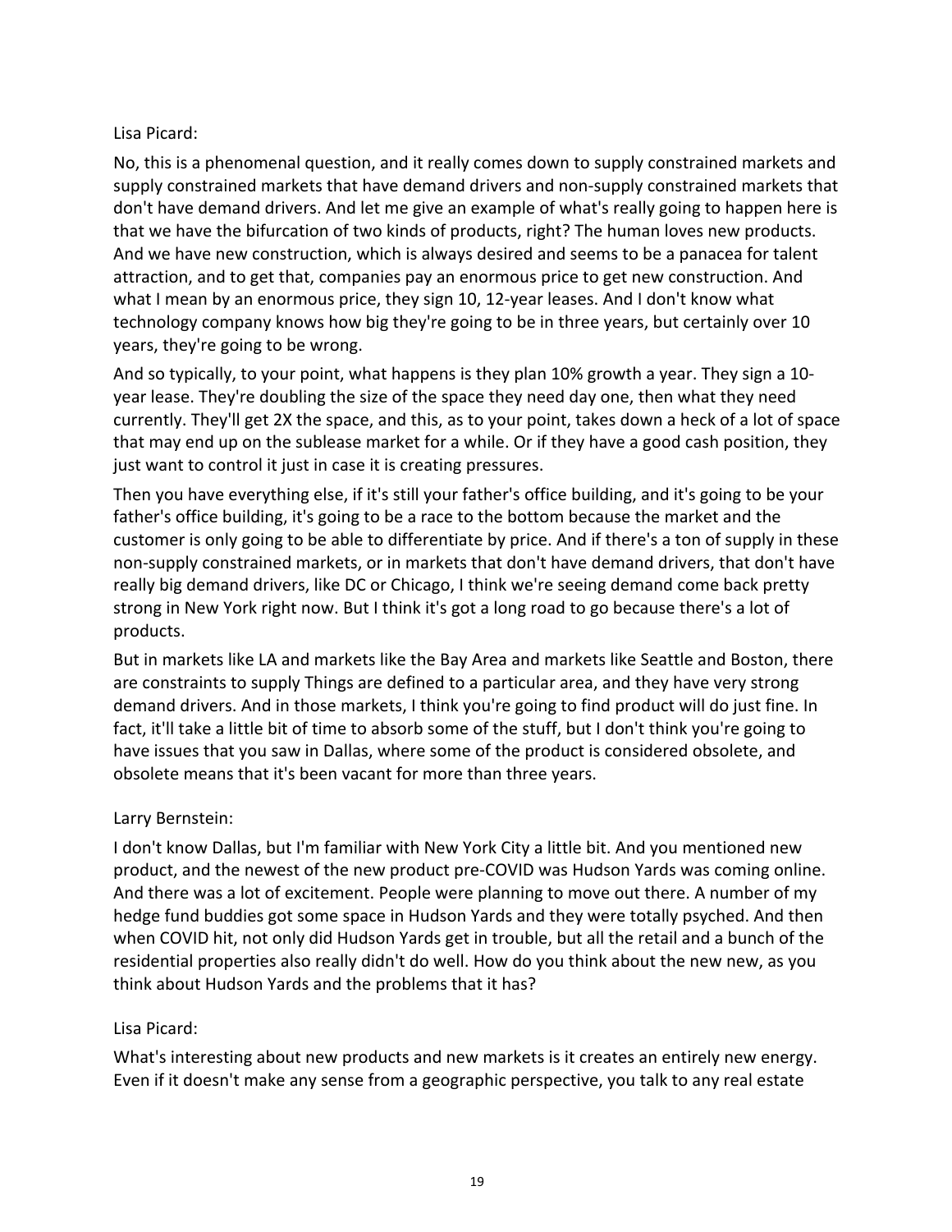Lisa Picard:

No, this is a phenomenal question, and it really comes down to supply constrained markets and supply constrained markets that have demand drivers and non-supply constrained markets that don't have demand drivers. And let me give an example of what's really going to happen here is that we have the bifurcation of two kinds of products, right? The human loves new products. And we have new construction, which is always desired and seems to be a panacea for talent attraction, and to get that, companies pay an enormous price to get new construction. And what I mean by an enormous price, they sign 10, 12-year leases. And I don't know what technology company knows how big they're going to be in three years, but certainly over 10 years, they're going to be wrong.

And so typically, to your point, what happens is they plan 10% growth a year. They sign a 10-year lease. They're doubling the size of the space they need day one, then what they need currently. They'll get 2X the space, and this, as to your point, takes down a heck of a lot of space that may end up on the sublease market for a while. Or if they have a good cash position, they just want to control it just in case it is creating pressures.

Then you have everything else, if it's still your father's office building, and it's going to be your father's office building, it's going to be a race to the bottom because the market and the customer is only going to be able to differentiate by price. And if there's a ton of supply in these non-supply constrained markets, or in markets that don't have demand drivers, that don't have really big demand drivers, like DC or Chicago, I think we're seeing demand come back pretty strong in New York right now. But I think it's got a long road to go because there's a lot of products.

But in markets like LA and markets like the Bay Area and markets like Seattle and Boston, there are constraints to supply Things are defined to a particular area, and they have very strong demand drivers. And in those markets, I think you're going to find product will do just fine. In fact, it'll take a little bit of time to absorb some of the stuff, but I don't think you're going to have issues that you saw in Dallas, where some of the product is considered obsolete, and obsolete means that it's been vacant for more than three years.

Larry Bernstein:

I don't know Dallas, but I'm familiar with New York City a little bit. And you mentioned new product, and the newest of the new product pre-COVID was Hudson Yards was coming online. And there was a lot of excitement. People were planning to move out there. A number of my hedge fund buddies got some space in Hudson Yards and they were totally psyched. And then when COVID hit, not only did Hudson Yards get in trouble, but all the retail and a bunch of the residential properties also really didn't do well. How do you think about the new new, as you think about Hudson Yards and the problems that it has?

Lisa Picard:

What's interesting about new products and new markets is it creates an entirely new energy. Even if it doesn't make any sense from a geographic perspective, you talk to any real estate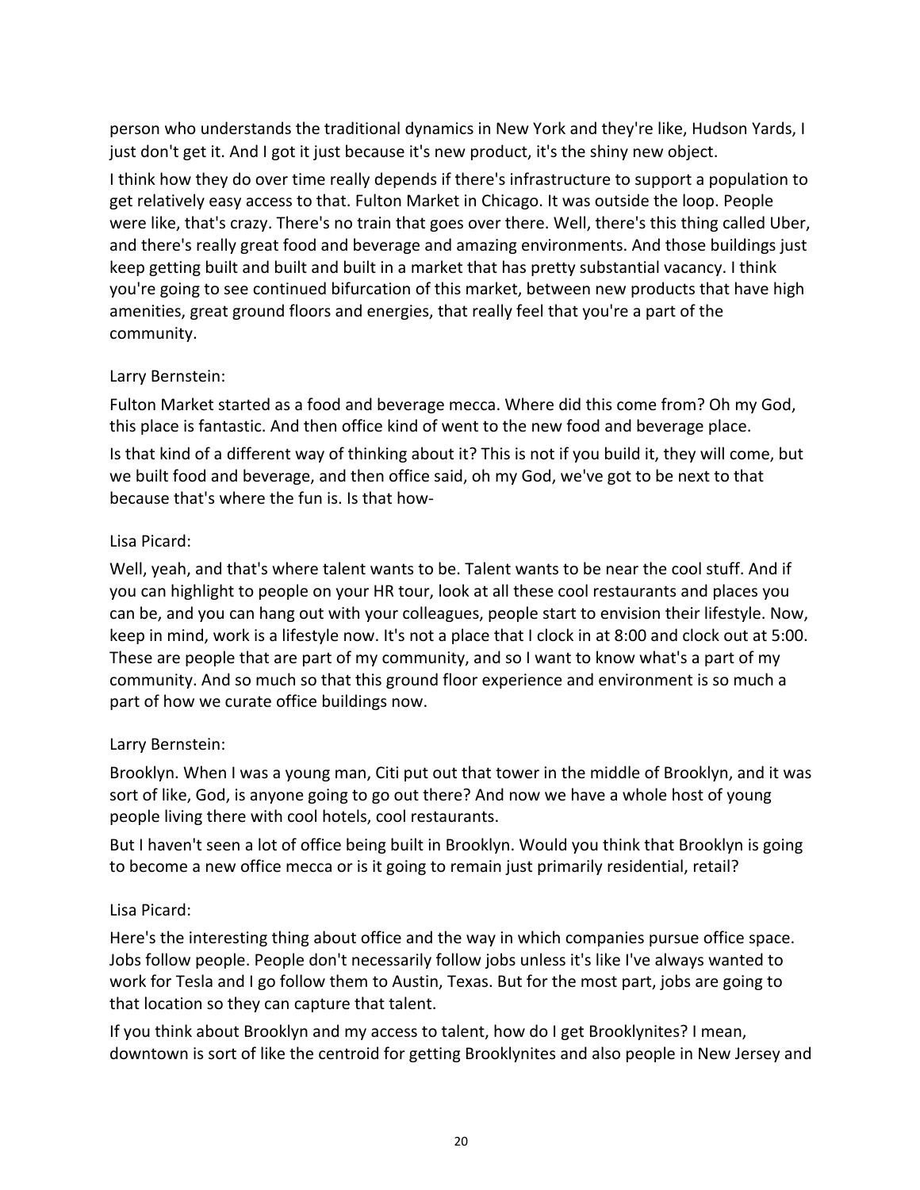person who understands the traditional dynamics in New York and they're like, Hudson Yards, I just don't get it. And I got it just because it's new product, it's the shiny new object.

I think how they do over time really depends if there's infrastructure to support a population to get relatively easy access to that. Fulton Market in Chicago. It was outside the loop. People were like, that's crazy. There's no train that goes over there. Well, there's this thing called Uber, and there's really great food and beverage and amazing environments. And those buildings just keep getting built and built and built in a market that has pretty substantial vacancy. I think you're going to see continued bifurcation of this market, between new products that have high amenities, great ground floors and energies, that really feel that you're a part of the community.

Larry Bernstein:

Fulton Market started as a food and beverage mecca. Where did this come from? Oh my God, this place is fantastic. And then office kind of went to the new food and beverage place.

Is that kind of a different way of thinking about it? This is not if you build it, they will come, but we built food and beverage, and then office said, oh my God, we've got to be next to that because that's where the fun is. Is that how-

Lisa Picard:

Well, yeah, and that's where talent wants to be. Talent wants to be near the cool stuff. And if you can highlight to people on your HR tour, look at all these cool restaurants and places you can be, and you can hang out with your colleagues, people start to envision their lifestyle. Now, keep in mind, work is a lifestyle now. It's not a place that I clock in at 8:00 and clock out at 5:00. These are people that are part of my community, and so I want to know what's a part of my community. And so much so that this ground floor experience and environment is so much a part of how we curate office buildings now.

Larry Bernstein:

Brooklyn. When I was a young man, Citi put out that tower in the middle of Brooklyn, and it was sort of like, God, is anyone going to go out there? And now we have a whole host of young people living there with cool hotels, cool restaurants.

But I haven't seen a lot of office being built in Brooklyn. Would you think that Brooklyn is going to become a new office mecca or is it going to remain just primarily residential, retail?

Lisa Picard:

Here's the interesting thing about office and the way in which companies pursue office space. Jobs follow people. People don't necessarily follow jobs unless it's like I've always wanted to work for Tesla and I go follow them to Austin, Texas. But for the most part, jobs are going to that location so they can capture that talent.

If you think about Brooklyn and my access to talent, how do I get Brooklynites? I mean, downtown is sort of like the centroid for getting Brooklynites and also people in New Jersey and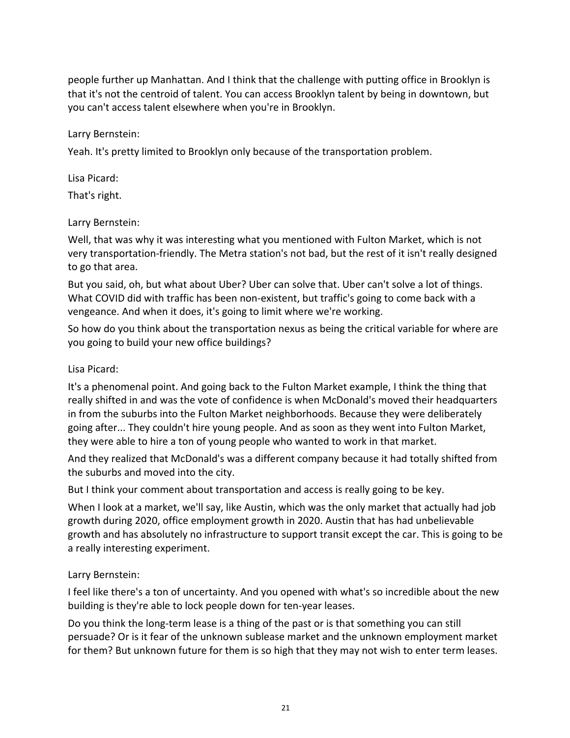people further up Manhattan. And I think that the challenge with putting office in Brooklyn is that it's not the centroid of talent. You can access Brooklyn talent by being in downtown, but you can't access talent elsewhere when you're in Brooklyn.

Larry Bernstein:

Yeah. It's pretty limited to Brooklyn only because of the transportation problem.

Lisa Picard:

That's right.

Larry Bernstein:

Well, that was why it was interesting what you mentioned with Fulton Market, which is not very transportation-friendly. The Metra station's not bad, but the rest of it isn't really designed to go that area.

But you said, oh, but what about Uber? Uber can solve that. Uber can't solve a lot of things. What COVID did with traffic has been non-existent, but traffic's going to come back with a vengeance. And when it does, it's going to limit where we're working.

So how do you think about the transportation nexus as being the critical variable for where are you going to build your new office buildings?

Lisa Picard:

It's a phenomenal point. And going back to the Fulton Market example, I think the thing that really shifted in and was the vote of confidence is when McDonald's moved their headquarters in from the suburbs into the Fulton Market neighborhoods. Because they were deliberately going after... They couldn't hire young people. And as soon as they went into Fulton Market, they were able to hire a ton of young people who wanted to work in that market.

And they realized that McDonald's was a different company because it had totally shifted from the suburbs and moved into the city.

But I think your comment about transportation and access is really going to be key.

When I look at a market, we'll say, like Austin, which was the only market that actually had job growth during 2020, office employment growth in 2020. Austin that has had unbelievable growth and has absolutely no infrastructure to support transit except the car. This is going to be a really interesting experiment.

Larry Bernstein:

I feel like there's a ton of uncertainty. And you opened with what's so incredible about the new building is they're able to lock people down for ten-year leases.

Do you think the long-term lease is a thing of the past or is that something you can still persuade? Or is it fear of the unknown sublease market and the unknown employment market for them? But unknown future for them is so high that they may not wish to enter term leases.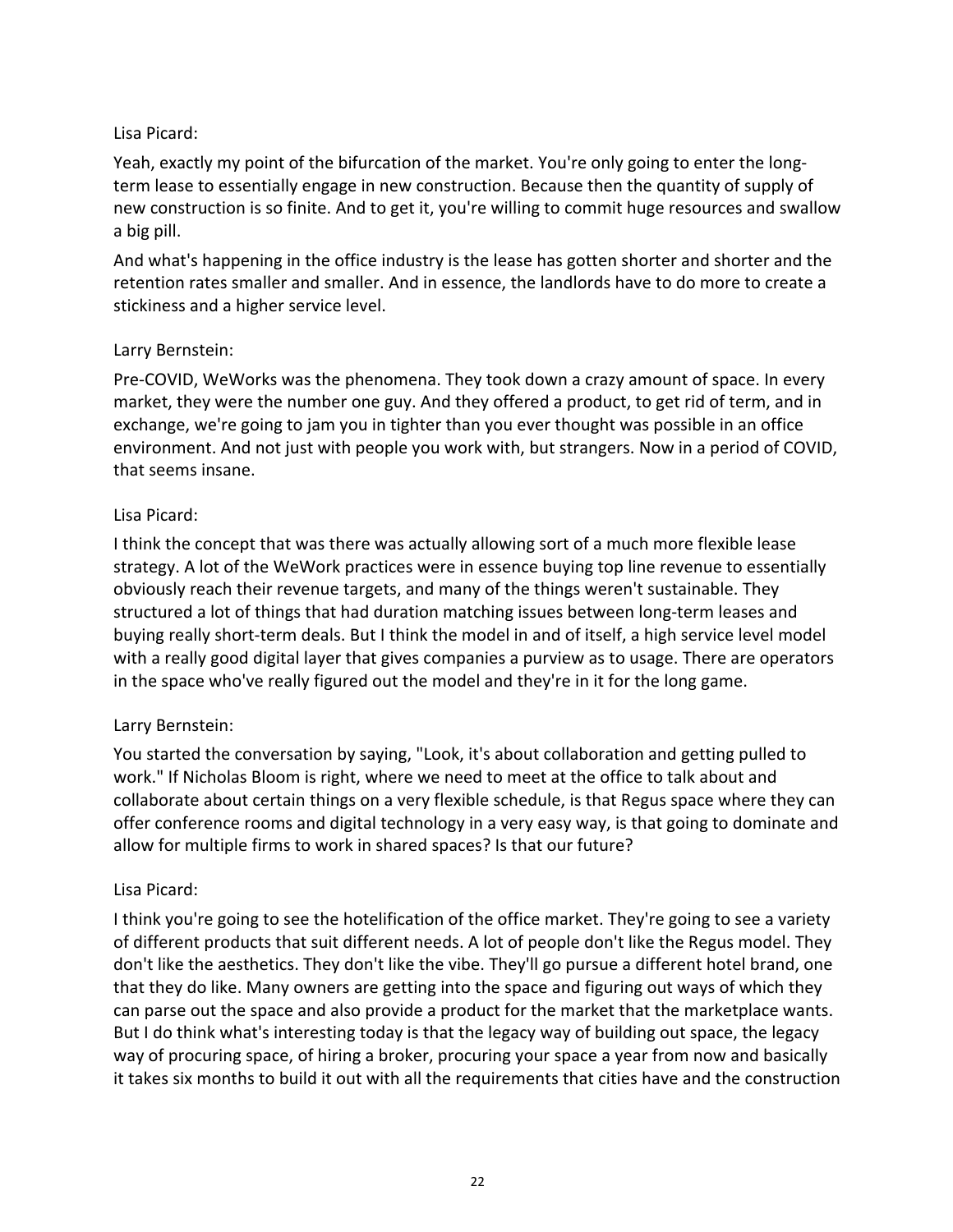Lisa Picard:

Yeah, exactly my point of the bifurcation of the market. You're only going to enter the long-term lease to essentially engage in new construction. Because then the quantity of supply of new construction is so finite. And to get it, you're willing to commit huge resources and swallow a big pill.

And what's happening in the office industry is the lease has gotten shorter and shorter and the retention rates smaller and smaller. And in essence, the landlords have to do more to create a stickiness and a higher service level.

Larry Bernstein:

Pre-COVID, WeWorks was the phenomena. They took down a crazy amount of space. In every market, they were the number one guy. And they offered a product, to get rid of term, and in exchange, we're going to jam you in tighter than you ever thought was possible in an office environment. And not just with people you work with, but strangers. Now in a period of COVID, that seems insane.

Lisa Picard:

I think the concept that was there was actually allowing sort of a much more flexible lease strategy. A lot of the WeWork practices were in essence buying top line revenue to essentially obviously reach their revenue targets, and many of the things weren't sustainable. They structured a lot of things that had duration matching issues between long-term leases and buying really short-term deals. But I think the model in and of itself, a high service level model with a really good digital layer that gives companies a purview as to usage. There are operators in the space who've really figured out the model and they're in it for the long game.

Larry Bernstein:

You started the conversation by saying, "Look, it's about collaboration and getting pulled to work." If Nicholas Bloom is right, where we need to meet at the office to talk about and collaborate about certain things on a very flexible schedule, is that Regus space where they can offer conference rooms and digital technology in a very easy way, is that going to dominate and allow for multiple firms to work in shared spaces? Is that our future?

Lisa Picard:

I think you're going to see the hotelification of the office market. They're going to see a variety of different products that suit different needs. A lot of people don't like the Regus model. They don't like the aesthetics. They don't like the vibe. They'll go pursue a different hotel brand, one that they do like. Many owners are getting into the space and figuring out ways of which they can parse out the space and also provide a product for the market that the marketplace wants. But I do think what's interesting today is that the legacy way of building out space, the legacy way of procuring space, of hiring a broker, procuring your space a year from now and basically it takes six months to build it out with all the requirements that cities have and the construction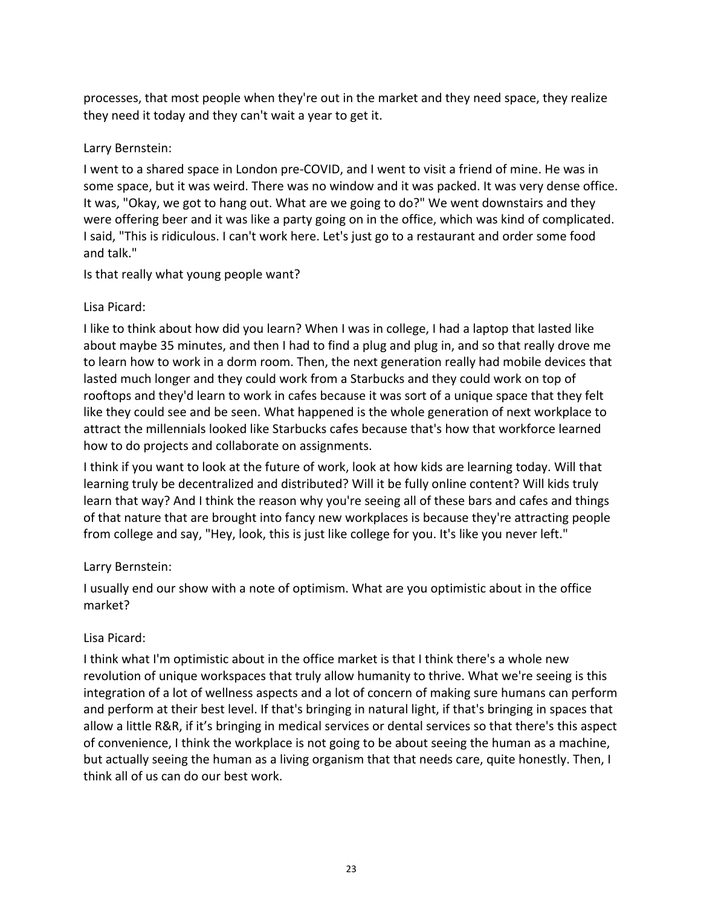processes, that most people when they're out in the market and they need space, they realize they need it today and they can't wait a year to get it.

Larry Bernstein:

I went to a shared space in London pre-COVID, and I went to visit a friend of mine. He was in some space, but it was weird. There was no window and it was packed. It was very dense office. It was, "Okay, we got to hang out. What are we going to do?" We went downstairs and they were offering beer and it was like a party going on in the office, which was kind of complicated. I said, "This is ridiculous. I can't work here. Let's just go to a restaurant and order some food and talk."

Is that really what young people want?

Lisa Picard:

I like to think about how did you learn? When I was in college, I had a laptop that lasted like about maybe 35 minutes, and then I had to find a plug and plug in, and so that really drove me to learn how to work in a dorm room. Then, the next generation really had mobile devices that lasted much longer and they could work from a Starbucks and they could work on top of rooftops and they'd learn to work in cafes because it was sort of a unique space that they felt like they could see and be seen. What happened is the whole generation of next workplace to attract the millennials looked like Starbucks cafes because that's how that workforce learned how to do projects and collaborate on assignments.

I think if you want to look at the future of work, look at how kids are learning today. Will that learning truly be decentralized and distributed? Will it be fully online content? Will kids truly learn that way? And I think the reason why you're seeing all of these bars and cafes and things of that nature that are brought into fancy new workplaces is because they're attracting people from college and say, "Hey, look, this is just like college for you. It's like you never left."

Larry Bernstein:

I usually end our show with a note of optimism. What are you optimistic about in the office market?

Lisa Picard:

I think what I'm optimistic about in the office market is that I think there's a whole new revolution of unique workspaces that truly allow humanity to thrive. What we're seeing is this integration of a lot of wellness aspects and a lot of concern of making sure humans can perform and perform at their best level. If that's bringing in natural light, if that's bringing in spaces that allow a little R&R, if it's bringing in medical services or dental services so that there's this aspect of convenience, I think the workplace is not going to be about seeing the human as a machine, but actually seeing the human as a living organism that that needs care, quite honestly. Then, I think all of us can do our best work.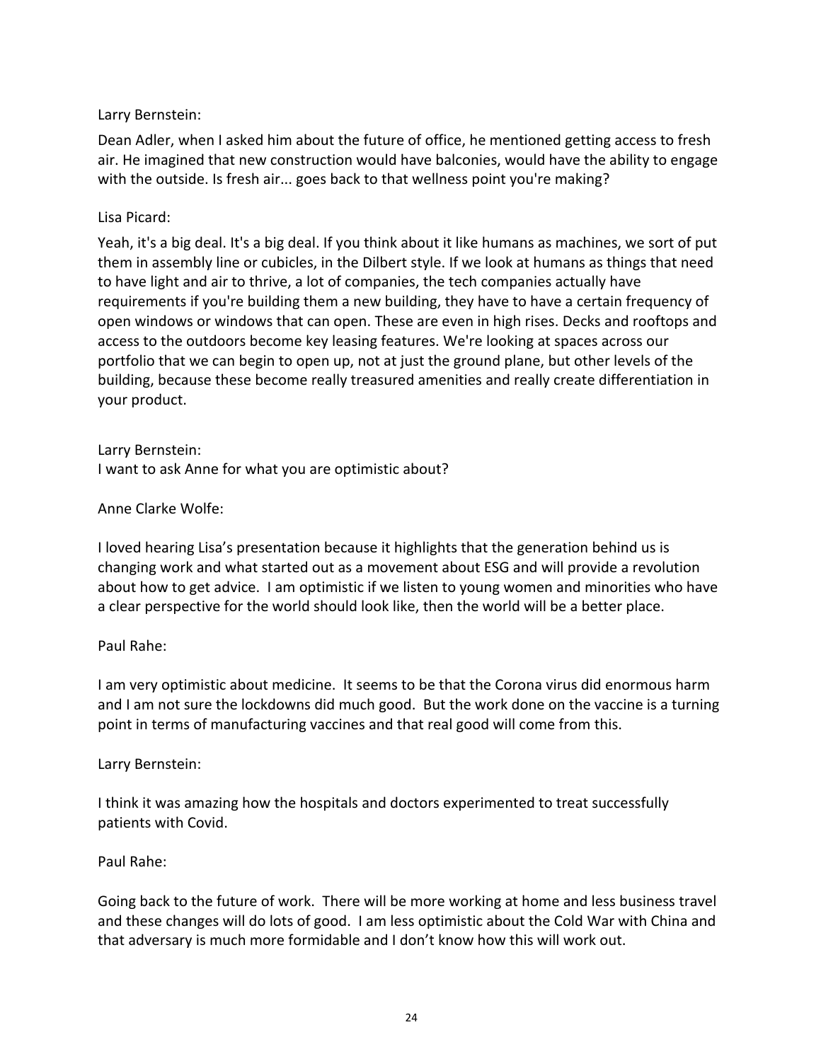Larry Bernstein:

Dean Adler, when I asked him about the future of office, he mentioned getting access to fresh air. He imagined that new construction would have balconies, would have the ability to engage with the outside. Is fresh air... goes back to that wellness point you're making?

Lisa Picard:

Yeah, it's a big deal. It's a big deal. If you think about it like humans as machines, we sort of put them in assembly line or cubicles, in the Dilbert style. If we look at humans as things that need to have light and air to thrive, a lot of companies, the tech companies actually have requirements if you're building them a new building, they have to have a certain frequency of open windows or windows that can open. These are even in high rises. Decks and rooftops and access to the outdoors become key leasing features. We're looking at spaces across our portfolio that we can begin to open up, not at just the ground plane, but other levels of the building, because these become really treasured amenities and really create differentiation in your product.

Larry Bernstein:
I want to ask Anne for what you are optimistic about?

Anne Clarke Wolfe:

I loved hearing Lisa's presentation because it highlights that the generation behind us is changing work and what started out as a movement about ESG and will provide a revolution about how to get advice. I am optimistic if we listen to young women and minorities who have a clear perspective for the world should look like, then the world will be a better place.

Paul Rahe:

I am very optimistic about medicine. It seems to be that the Corona virus did enormous harm and I am not sure the lockdowns did much good. But the work done on the vaccine is a turning point in terms of manufacturing vaccines and that real good will come from this.

Larry Bernstein:

I think it was amazing how the hospitals and doctors experimented to treat successfully patients with Covid.

Paul Rahe:

Going back to the future of work. There will be more working at home and less business travel and these changes will do lots of good. I am less optimistic about the Cold War with China and that adversary is much more formidable and I don't know how this will work out.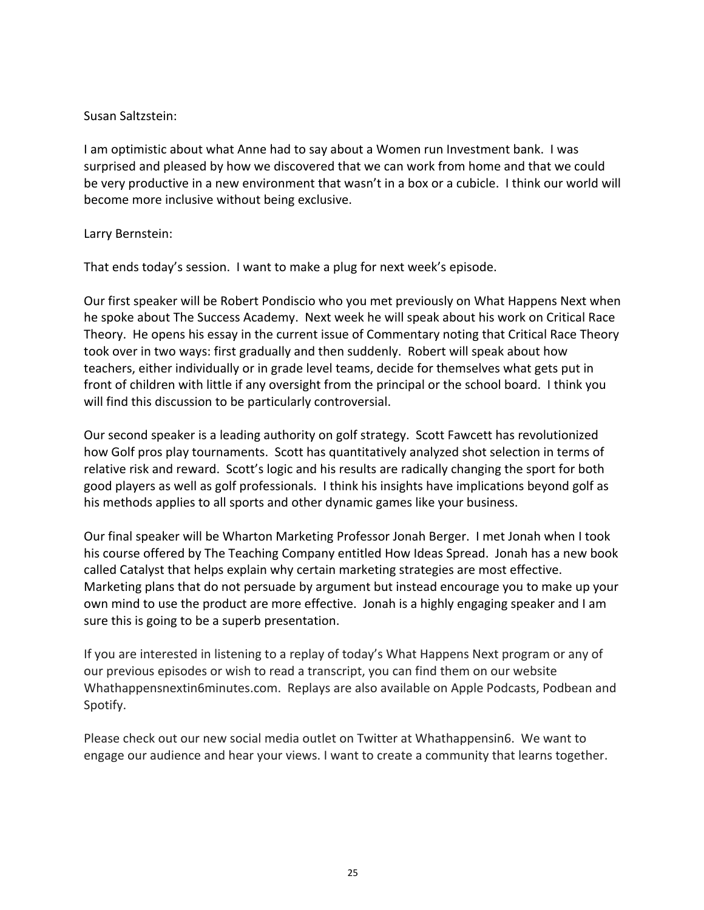Susan Saltzstein:

I am optimistic about what Anne had to say about a Women run Investment bank. I was surprised and pleased by how we discovered that we can work from home and that we could be very productive in a new environment that wasn't in a box or a cubicle. I think our world will become more inclusive without being exclusive.

Larry Bernstein:

That ends today's session. I want to make a plug for next week's episode.

Our first speaker will be Robert Pondiscio who you met previously on What Happens Next when he spoke about The Success Academy. Next week he will speak about his work on Critical Race Theory. He opens his essay in the current issue of Commentary noting that Critical Race Theory took over in two ways: first gradually and then suddenly. Robert will speak about how teachers, either individually or in grade level teams, decide for themselves what gets put in front of children with little if any oversight from the principal or the school board. I think you will find this discussion to be particularly controversial.

Our second speaker is a leading authority on golf strategy. Scott Fawcett has revolutionized how Golf pros play tournaments. Scott has quantitatively analyzed shot selection in terms of relative risk and reward. Scott's logic and his results are radically changing the sport for both good players as well as golf professionals. I think his insights have implications beyond golf as his methods applies to all sports and other dynamic games like your business.

Our final speaker will be Wharton Marketing Professor Jonah Berger. I met Jonah when I took his course offered by The Teaching Company entitled How Ideas Spread. Jonah has a new book called Catalyst that helps explain why certain marketing strategies are most effective. Marketing plans that do not persuade by argument but instead encourage you to make up your own mind to use the product are more effective. Jonah is a highly engaging speaker and I am sure this is going to be a superb presentation.

If you are interested in listening to a replay of today's What Happens Next program or any of our previous episodes or wish to read a transcript, you can find them on our website Whathappensnextin6minutes.com. Replays are also available on Apple Podcasts, Podbean and Spotify.

Please check out our new social media outlet on Twitter at Whathappensin6. We want to engage our audience and hear your views. I want to create a community that learns together.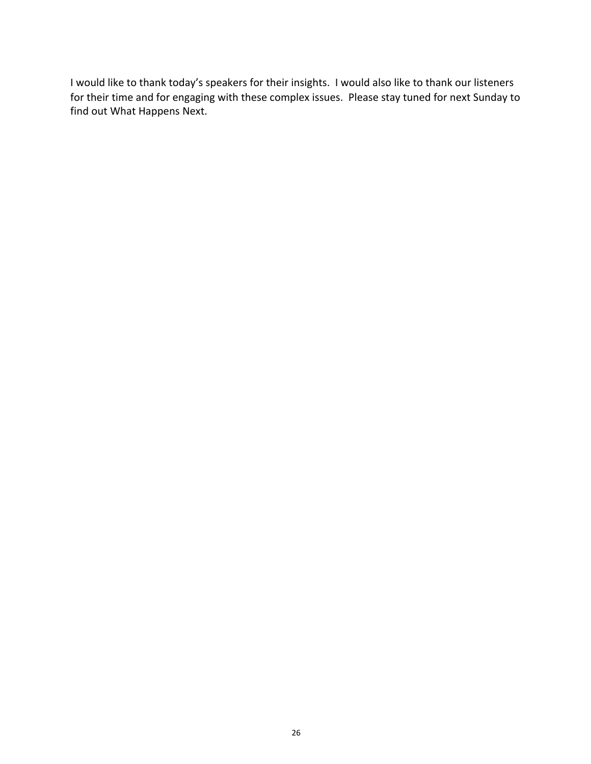I would like to thank today's speakers for their insights. I would also like to thank our listeners for their time and for engaging with these complex issues. Please stay tuned for next Sunday to find out What Happens Next.